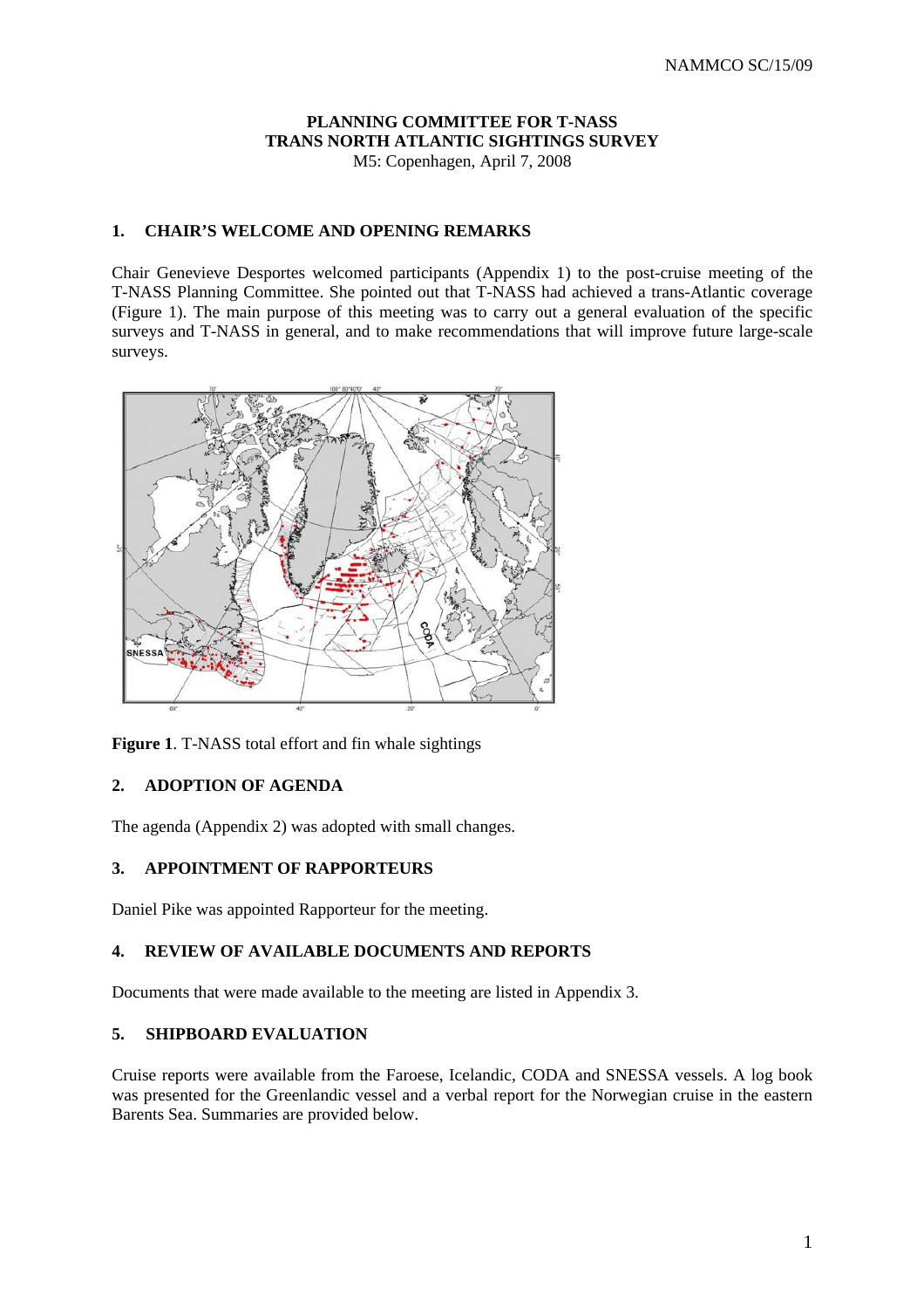NAMMCO SC/15/09

**PLANNING COMMITTEE FOR T-NASS**
**TRANS NORTH ATLANTIC SIGHTINGS SURVEY**
M5: Copenhagen, April 7, 2008

## 1. CHAIR'S WELCOME AND OPENING REMARKS

Chair Genevieve Desportes welcomed participants (Appendix 1) to the post-cruise meeting of the T-NASS Planning Committee. She pointed out that T-NASS had achieved a trans-Atlantic coverage (Figure 1). The main purpose of this meeting was to carry out a general evaluation of the specific surveys and T-NASS in general, and to make recommendations that will improve future large-scale surveys.

**Figure 1**. T-NASS total effort and fin whale sightings

## 2. ADOPTION OF AGENDA

The agenda (Appendix 2) was adopted with small changes.

## 3. APPOINTMENT OF RAPPORTEURS

Daniel Pike was appointed Rapporteur for the meeting.

## 4. REVIEW OF AVAILABLE DOCUMENTS AND REPORTS

Documents that were made available to the meeting are listed in Appendix 3.

## 5. SHIPBOARD EVALUATION

Cruise reports were available from the Faroese, Icelandic, CODA and SNESSA vessels. A log book was presented for the Greenlandic vessel and a verbal report for the Norwegian cruise in the eastern Barents Sea. Summaries are provided below.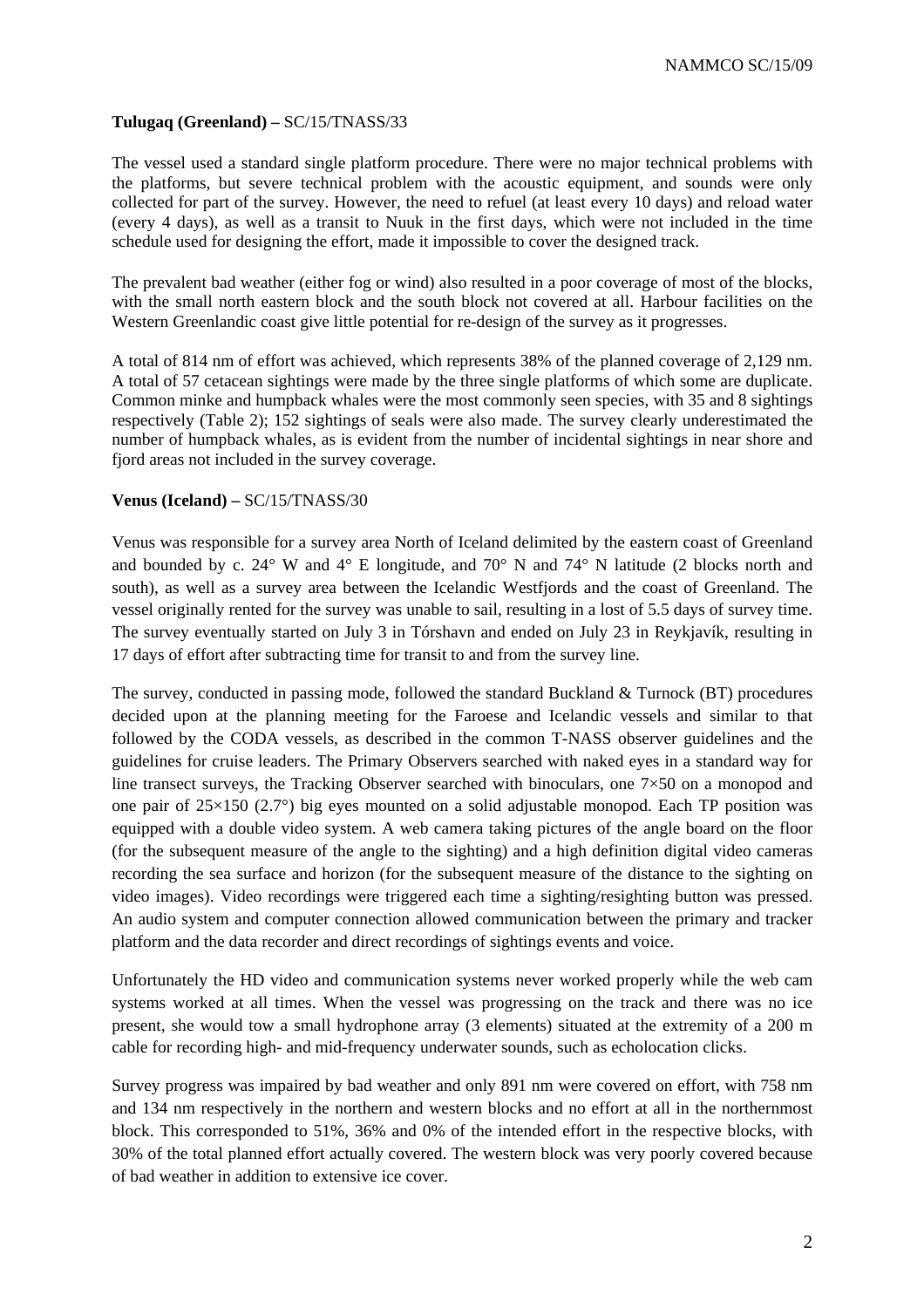**Tulugaq (Greenland) –** SC/15/TNASS/33

The vessel used a standard single platform procedure. There were no major technical problems with the platforms, but severe technical problem with the acoustic equipment, and sounds were only collected for part of the survey. However, the need to refuel (at least every 10 days) and reload water (every 4 days), as well as a transit to Nuuk in the first days, which were not included in the time schedule used for designing the effort, made it impossible to cover the designed track.

The prevalent bad weather (either fog or wind) also resulted in a poor coverage of most of the blocks, with the small north eastern block and the south block not covered at all. Harbour facilities on the Western Greenlandic coast give little potential for re-design of the survey as it progresses.

A total of 814 nm of effort was achieved, which represents 38% of the planned coverage of 2,129 nm. A total of 57 cetacean sightings were made by the three single platforms of which some are duplicate. Common minke and humpback whales were the most commonly seen species, with 35 and 8 sightings respectively (Table 2); 152 sightings of seals were also made. The survey clearly underestimated the number of humpback whales, as is evident from the number of incidental sightings in near shore and fjord areas not included in the survey coverage.

**Venus (Iceland) –** SC/15/TNASS/30

Venus was responsible for a survey area North of Iceland delimited by the eastern coast of Greenland and bounded by c. 24° W and 4° E longitude, and 70° N and 74° N latitude (2 blocks north and south), as well as a survey area between the Icelandic Westfjords and the coast of Greenland. The vessel originally rented for the survey was unable to sail, resulting in a lost of 5.5 days of survey time. The survey eventually started on July 3 in Tórshavn and ended on July 23 in Reykjavík, resulting in 17 days of effort after subtracting time for transit to and from the survey line.

The survey, conducted in passing mode, followed the standard Buckland & Turnock (BT) procedures decided upon at the planning meeting for the Faroese and Icelandic vessels and similar to that followed by the CODA vessels, as described in the common T-NASS observer guidelines and the guidelines for cruise leaders. The Primary Observers searched with naked eyes in a standard way for line transect surveys, the Tracking Observer searched with binoculars, one 7×50 on a monopod and one pair of 25×150 (2.7°) big eyes mounted on a solid adjustable monopod. Each TP position was equipped with a double video system. A web camera taking pictures of the angle board on the floor (for the subsequent measure of the angle to the sighting) and a high definition digital video cameras recording the sea surface and horizon (for the subsequent measure of the distance to the sighting on video images). Video recordings were triggered each time a sighting/resighting button was pressed. An audio system and computer connection allowed communication between the primary and tracker platform and the data recorder and direct recordings of sightings events and voice.

Unfortunately the HD video and communication systems never worked properly while the web cam systems worked at all times. When the vessel was progressing on the track and there was no ice present, she would tow a small hydrophone array (3 elements) situated at the extremity of a 200 m cable for recording high- and mid-frequency underwater sounds, such as echolocation clicks.

Survey progress was impaired by bad weather and only 891 nm were covered on effort, with 758 nm and 134 nm respectively in the northern and western blocks and no effort at all in the northernmost block. This corresponded to 51%, 36% and 0% of the intended effort in the respective blocks, with 30% of the total planned effort actually covered. The western block was very poorly covered because of bad weather in addition to extensive ice cover.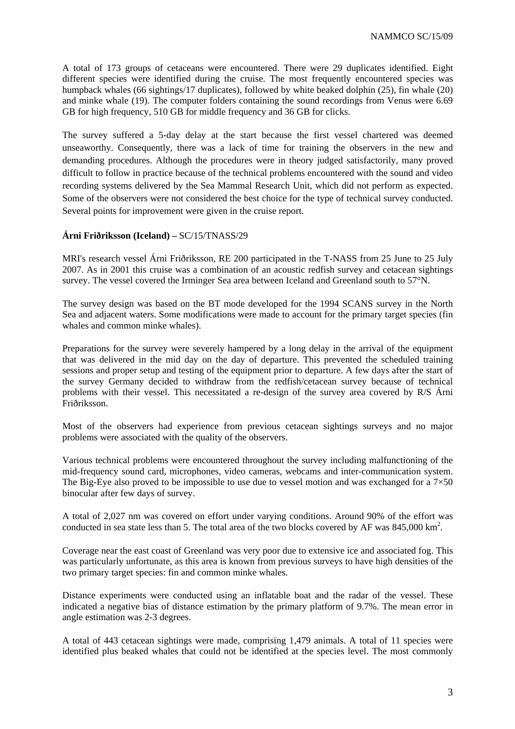A total of 173 groups of cetaceans were encountered. There were 29 duplicates identified. Eight different species were identified during the cruise. The most frequently encountered species was humpback whales (66 sightings/17 duplicates), followed by white beaked dolphin (25), fin whale (20) and minke whale (19). The computer folders containing the sound recordings from Venus were 6.69 GB for high frequency, 510 GB for middle frequency and 36 GB for clicks.

The survey suffered a 5-day delay at the start because the first vessel chartered was deemed unseaworthy. Consequently, there was a lack of time for training the observers in the new and demanding procedures. Although the procedures were in theory judged satisfactorily, many proved difficult to follow in practice because of the technical problems encountered with the sound and video recording systems delivered by the Sea Mammal Research Unit, which did not perform as expected. Some of the observers were not considered the best choice for the type of technical survey conducted. Several points for improvement were given in the cruise report.

**Árni Friðriksson (Iceland) –** SC/15/TNASS/29

MRI's research vessel Árni Friðriksson, RE 200 participated in the T-NASS from 25 June to 25 July 2007. As in 2001 this cruise was a combination of an acoustic redfish survey and cetacean sightings survey. The vessel covered the Irminger Sea area between Iceland and Greenland south to 57°N.

The survey design was based on the BT mode developed for the 1994 SCANS survey in the North Sea and adjacent waters. Some modifications were made to account for the primary target species (fin whales and common minke whales).

Preparations for the survey were severely hampered by a long delay in the arrival of the equipment that was delivered in the mid day on the day of departure. This prevented the scheduled training sessions and proper setup and testing of the equipment prior to departure. A few days after the start of the survey Germany decided to withdraw from the redfish/cetacean survey because of technical problems with their vessel. This necessitated a re-design of the survey area covered by R/S Árni Friðriksson.

Most of the observers had experience from previous cetacean sightings surveys and no major problems were associated with the quality of the observers.

Various technical problems were encountered throughout the survey including malfunctioning of the mid-frequency sound card, microphones, video cameras, webcams and inter-communication system. The Big-Eye also proved to be impossible to use due to vessel motion and was exchanged for a 7×50 binocular after few days of survey.

A total of 2,027 nm was covered on effort under varying conditions. Around 90% of the effort was conducted in sea state less than 5. The total area of the two blocks covered by AF was 845,000 km$^2$.

Coverage near the east coast of Greenland was very poor due to extensive ice and associated fog. This was particularly unfortunate, as this area is known from previous surveys to have high densities of the two primary target species: fin and common minke whales.

Distance experiments were conducted using an inflatable boat and the radar of the vessel. These indicated a negative bias of distance estimation by the primary platform of 9.7%. The mean error in angle estimation was 2-3 degrees.

A total of 443 cetacean sightings were made, comprising 1,479 animals. A total of 11 species were identified plus beaked whales that could not be identified at the species level. The most commonly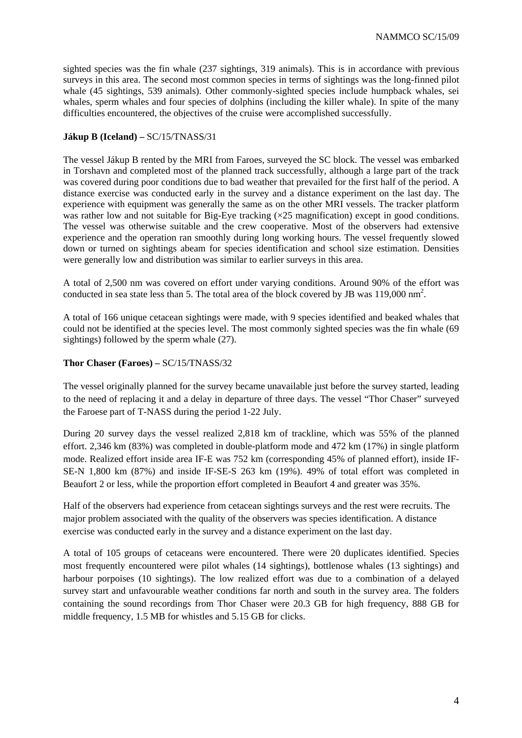sighted species was the fin whale (237 sightings, 319 animals). This is in accordance with previous surveys in this area. The second most common species in terms of sightings was the long-finned pilot whale (45 sightings, 539 animals). Other commonly-sighted species include humpback whales, sei whales, sperm whales and four species of dolphins (including the killer whale). In spite of the many difficulties encountered, the objectives of the cruise were accomplished successfully.

**Jákup B (Iceland) –** SC/15/TNASS/31

The vessel Jákup B rented by the MRI from Faroes, surveyed the SC block. The vessel was embarked in Torshavn and completed most of the planned track successfully, although a large part of the track was covered during poor conditions due to bad weather that prevailed for the first half of the period. A distance exercise was conducted early in the survey and a distance experiment on the last day. The experience with equipment was generally the same as on the other MRI vessels. The tracker platform was rather low and not suitable for Big-Eye tracking (×25 magnification) except in good conditions. The vessel was otherwise suitable and the crew cooperative. Most of the observers had extensive experience and the operation ran smoothly during long working hours. The vessel frequently slowed down or turned on sightings abeam for species identification and school size estimation. Densities were generally low and distribution was similar to earlier surveys in this area.

A total of 2,500 nm was covered on effort under varying conditions. Around 90% of the effort was conducted in sea state less than 5. The total area of the block covered by JB was 119,000 nm$^2$.

A total of 166 unique cetacean sightings were made, with 9 species identified and beaked whales that could not be identified at the species level. The most commonly sighted species was the fin whale (69 sightings) followed by the sperm whale (27).

**Thor Chaser (Faroes) –** SC/15/TNASS/32

The vessel originally planned for the survey became unavailable just before the survey started, leading to the need of replacing it and a delay in departure of three days. The vessel "Thor Chaser" surveyed the Faroese part of T-NASS during the period 1-22 July.

During 20 survey days the vessel realized 2,818 km of trackline, which was 55% of the planned effort. 2,346 km (83%) was completed in double-platform mode and 472 km (17%) in single platform mode. Realized effort inside area IF-E was 752 km (corresponding 45% of planned effort), inside IF-SE-N 1,800 km (87%) and inside IF-SE-S 263 km (19%). 49% of total effort was completed in Beaufort 2 or less, while the proportion effort completed in Beaufort 4 and greater was 35%.

Half of the observers had experience from cetacean sightings surveys and the rest were recruits. The major problem associated with the quality of the observers was species identification. A distance exercise was conducted early in the survey and a distance experiment on the last day.

A total of 105 groups of cetaceans were encountered. There were 20 duplicates identified. Species most frequently encountered were pilot whales (14 sightings), bottlenose whales (13 sightings) and harbour porpoises (10 sightings). The low realized effort was due to a combination of a delayed survey start and unfavourable weather conditions far north and south in the survey area. The folders containing the sound recordings from Thor Chaser were 20.3 GB for high frequency, 888 GB for middle frequency, 1.5 MB for whistles and 5.15 GB for clicks.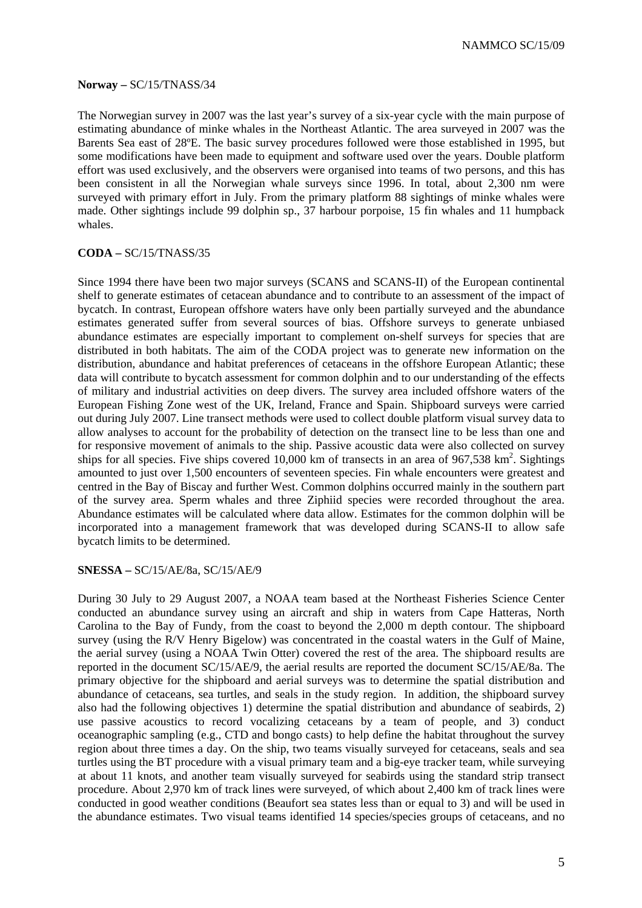**Norway –** SC/15/TNASS/34

The Norwegian survey in 2007 was the last year's survey of a six-year cycle with the main purpose of estimating abundance of minke whales in the Northeast Atlantic. The area surveyed in 2007 was the Barents Sea east of 28ºE. The basic survey procedures followed were those established in 1995, but some modifications have been made to equipment and software used over the years. Double platform effort was used exclusively, and the observers were organised into teams of two persons, and this has been consistent in all the Norwegian whale surveys since 1996. In total, about 2,300 nm were surveyed with primary effort in July. From the primary platform 88 sightings of minke whales were made. Other sightings include 99 dolphin sp., 37 harbour porpoise, 15 fin whales and 11 humpback whales.

**CODA –** SC/15/TNASS/35

Since 1994 there have been two major surveys (SCANS and SCANS-II) of the European continental shelf to generate estimates of cetacean abundance and to contribute to an assessment of the impact of bycatch. In contrast, European offshore waters have only been partially surveyed and the abundance estimates generated suffer from several sources of bias. Offshore surveys to generate unbiased abundance estimates are especially important to complement on-shelf surveys for species that are distributed in both habitats. The aim of the CODA project was to generate new information on the distribution, abundance and habitat preferences of cetaceans in the offshore European Atlantic; these data will contribute to bycatch assessment for common dolphin and to our understanding of the effects of military and industrial activities on deep divers. The survey area included offshore waters of the European Fishing Zone west of the UK, Ireland, France and Spain. Shipboard surveys were carried out during July 2007. Line transect methods were used to collect double platform visual survey data to allow analyses to account for the probability of detection on the transect line to be less than one and for responsive movement of animals to the ship. Passive acoustic data were also collected on survey ships for all species. Five ships covered 10,000 km of transects in an area of 967,538 km$^2$. Sightings amounted to just over 1,500 encounters of seventeen species. Fin whale encounters were greatest and centred in the Bay of Biscay and further West. Common dolphins occurred mainly in the southern part of the survey area. Sperm whales and three Ziphiid species were recorded throughout the area. Abundance estimates will be calculated where data allow. Estimates for the common dolphin will be incorporated into a management framework that was developed during SCANS-II to allow safe bycatch limits to be determined.

**SNESSA –** SC/15/AE/8a, SC/15/AE/9

During 30 July to 29 August 2007, a NOAA team based at the Northeast Fisheries Science Center conducted an abundance survey using an aircraft and ship in waters from Cape Hatteras, North Carolina to the Bay of Fundy, from the coast to beyond the 2,000 m depth contour. The shipboard survey (using the R/V Henry Bigelow) was concentrated in the coastal waters in the Gulf of Maine, the aerial survey (using a NOAA Twin Otter) covered the rest of the area. The shipboard results are reported in the document SC/15/AE/9, the aerial results are reported the document SC/15/AE/8a. The primary objective for the shipboard and aerial surveys was to determine the spatial distribution and abundance of cetaceans, sea turtles, and seals in the study region. In addition, the shipboard survey also had the following objectives 1) determine the spatial distribution and abundance of seabirds, 2) use passive acoustics to record vocalizing cetaceans by a team of people, and 3) conduct oceanographic sampling (e.g., CTD and bongo casts) to help define the habitat throughout the survey region about three times a day. On the ship, two teams visually surveyed for cetaceans, seals and sea turtles using the BT procedure with a visual primary team and a big-eye tracker team, while surveying at about 11 knots, and another team visually surveyed for seabirds using the standard strip transect procedure. About 2,970 km of track lines were surveyed, of which about 2,400 km of track lines were conducted in good weather conditions (Beaufort sea states less than or equal to 3) and will be used in the abundance estimates. Two visual teams identified 14 species/species groups of cetaceans, and no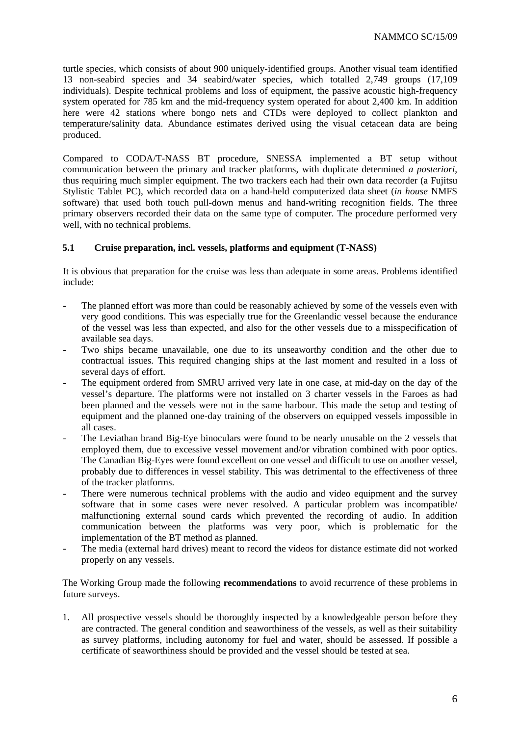turtle species, which consists of about 900 uniquely-identified groups. Another visual team identified 13 non-seabird species and 34 seabird/water species, which totalled 2,749 groups (17,109 individuals). Despite technical problems and loss of equipment, the passive acoustic high-frequency system operated for 785 km and the mid-frequency system operated for about 2,400 km. In addition here were 42 stations where bongo nets and CTDs were deployed to collect plankton and temperature/salinity data. Abundance estimates derived using the visual cetacean data are being produced.

Compared to CODA/T-NASS BT procedure, SNESSA implemented a BT setup without communication between the primary and tracker platforms, with duplicate determined *a posteriori*, thus requiring much simpler equipment. The two trackers each had their own data recorder (a Fujitsu Stylistic Tablet PC), which recorded data on a hand-held computerized data sheet (*in house* NMFS software) that used both touch pull-down menus and hand-writing recognition fields. The three primary observers recorded their data on the same type of computer. The procedure performed very well, with no technical problems.

### 5.1 Cruise preparation, incl. vessels, platforms and equipment (T-NASS)

It is obvious that preparation for the cruise was less than adequate in some areas. Problems identified include:

- The planned effort was more than could be reasonably achieved by some of the vessels even with very good conditions. This was especially true for the Greenlandic vessel because the endurance of the vessel was less than expected, and also for the other vessels due to a misspecification of available sea days.
- Two ships became unavailable, one due to its unseaworthy condition and the other due to contractual issues. This required changing ships at the last moment and resulted in a loss of several days of effort.
- The equipment ordered from SMRU arrived very late in one case, at mid-day on the day of the vessel's departure. The platforms were not installed on 3 charter vessels in the Faroes as had been planned and the vessels were not in the same harbour. This made the setup and testing of equipment and the planned one-day training of the observers on equipped vessels impossible in all cases.
- The Leviathan brand Big-Eye binoculars were found to be nearly unusable on the 2 vessels that employed them, due to excessive vessel movement and/or vibration combined with poor optics. The Canadian Big-Eyes were found excellent on one vessel and difficult to use on another vessel, probably due to differences in vessel stability. This was detrimental to the effectiveness of three of the tracker platforms.
- There were numerous technical problems with the audio and video equipment and the survey software that in some cases were never resolved. A particular problem was incompatible/ malfunctioning external sound cards which prevented the recording of audio. In addition communication between the platforms was very poor, which is problematic for the implementation of the BT method as planned.
- The media (external hard drives) meant to record the videos for distance estimate did not worked properly on any vessels.

The Working Group made the following **recommendations** to avoid recurrence of these problems in future surveys.

1. All prospective vessels should be thoroughly inspected by a knowledgeable person before they are contracted. The general condition and seaworthiness of the vessels, as well as their suitability as survey platforms, including autonomy for fuel and water, should be assessed. If possible a certificate of seaworthiness should be provided and the vessel should be tested at sea.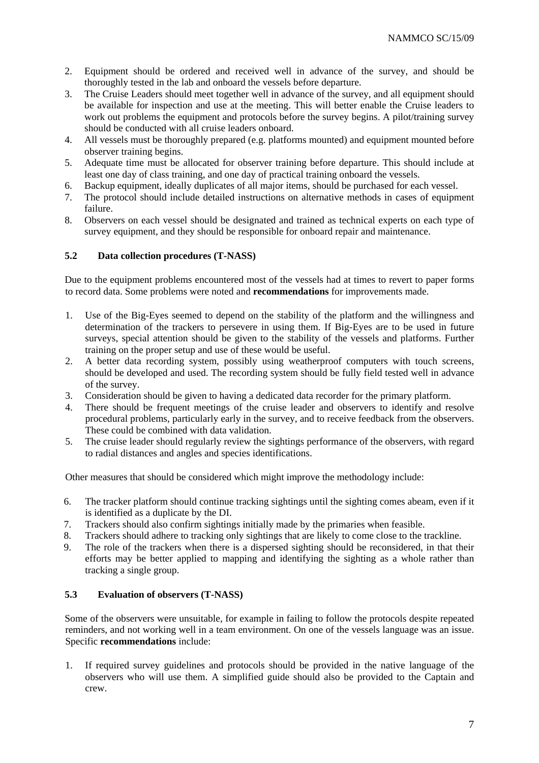2. Equipment should be ordered and received well in advance of the survey, and should be thoroughly tested in the lab and onboard the vessels before departure.
3. The Cruise Leaders should meet together well in advance of the survey, and all equipment should be available for inspection and use at the meeting. This will better enable the Cruise leaders to work out problems the equipment and protocols before the survey begins. A pilot/training survey should be conducted with all cruise leaders onboard.
4. All vessels must be thoroughly prepared (e.g. platforms mounted) and equipment mounted before observer training begins.
5. Adequate time must be allocated for observer training before departure. This should include at least one day of class training, and one day of practical training onboard the vessels.
6. Backup equipment, ideally duplicates of all major items, should be purchased for each vessel.
7. The protocol should include detailed instructions on alternative methods in cases of equipment failure.
8. Observers on each vessel should be designated and trained as technical experts on each type of survey equipment, and they should be responsible for onboard repair and maintenance.

### 5.2 Data collection procedures (T-NASS)

Due to the equipment problems encountered most of the vessels had at times to revert to paper forms to record data. Some problems were noted and **recommendations** for improvements made.

1. Use of the Big-Eyes seemed to depend on the stability of the platform and the willingness and determination of the trackers to persevere in using them. If Big-Eyes are to be used in future surveys, special attention should be given to the stability of the vessels and platforms. Further training on the proper setup and use of these would be useful.
2. A better data recording system, possibly using weatherproof computers with touch screens, should be developed and used. The recording system should be fully field tested well in advance of the survey.
3. Consideration should be given to having a dedicated data recorder for the primary platform.
4. There should be frequent meetings of the cruise leader and observers to identify and resolve procedural problems, particularly early in the survey, and to receive feedback from the observers. These could be combined with data validation.
5. The cruise leader should regularly review the sightings performance of the observers, with regard to radial distances and angles and species identifications.

Other measures that should be considered which might improve the methodology include:

6. The tracker platform should continue tracking sightings until the sighting comes abeam, even if it is identified as a duplicate by the DI.
7. Trackers should also confirm sightings initially made by the primaries when feasible.
8. Trackers should adhere to tracking only sightings that are likely to come close to the trackline.
9. The role of the trackers when there is a dispersed sighting should be reconsidered, in that their efforts may be better applied to mapping and identifying the sighting as a whole rather than tracking a single group.

### 5.3 Evaluation of observers (T-NASS)

Some of the observers were unsuitable, for example in failing to follow the protocols despite repeated reminders, and not working well in a team environment. On one of the vessels language was an issue. Specific **recommendations** include:

1. If required survey guidelines and protocols should be provided in the native language of the observers who will use them. A simplified guide should also be provided to the Captain and crew.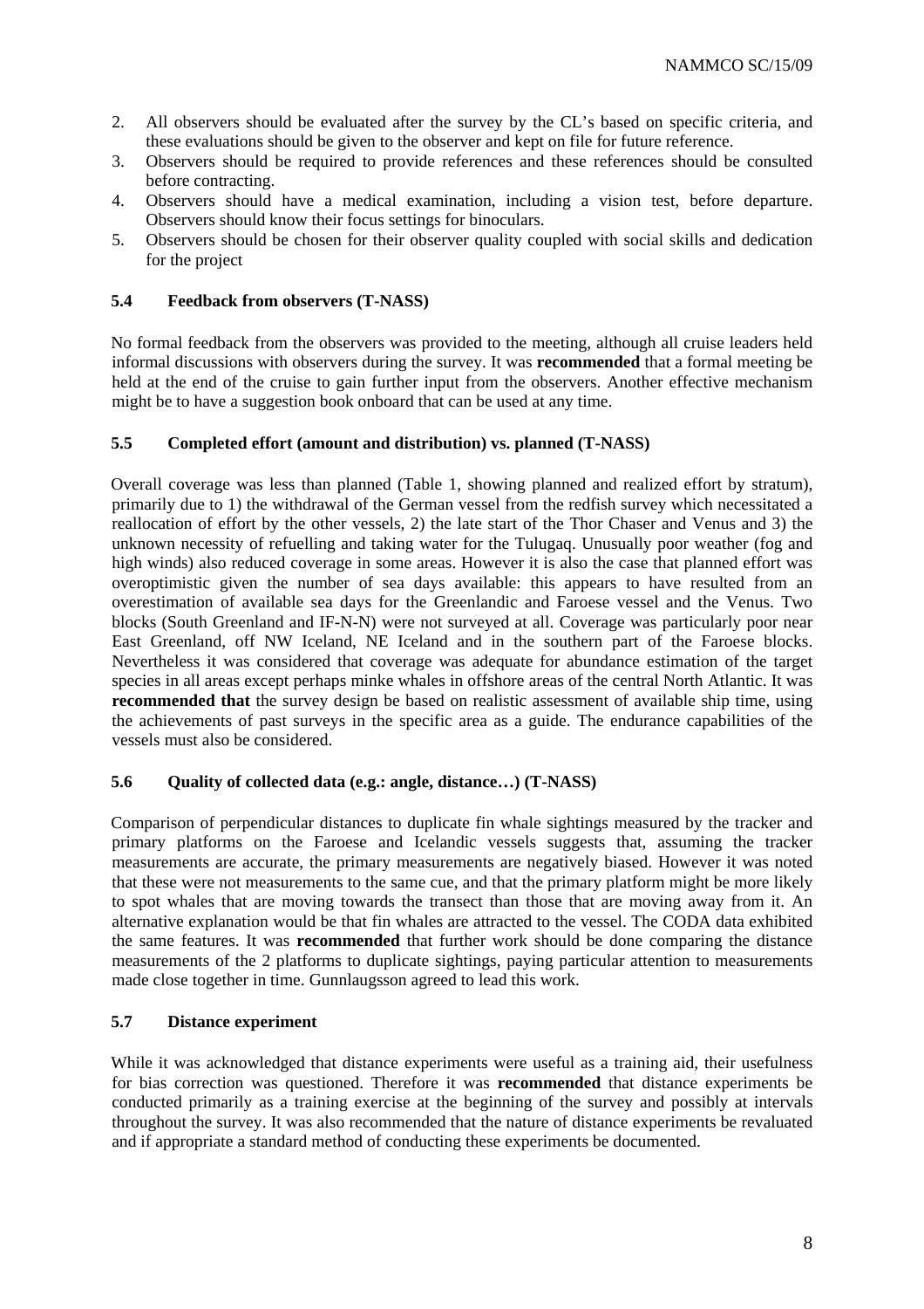2. All observers should be evaluated after the survey by the CL's based on specific criteria, and these evaluations should be given to the observer and kept on file for future reference.
3. Observers should be required to provide references and these references should be consulted before contracting.
4. Observers should have a medical examination, including a vision test, before departure. Observers should know their focus settings for binoculars.
5. Observers should be chosen for their observer quality coupled with social skills and dedication for the project

### 5.4 Feedback from observers (T-NASS)

No formal feedback from the observers was provided to the meeting, although all cruise leaders held informal discussions with observers during the survey. It was **recommended** that a formal meeting be held at the end of the cruise to gain further input from the observers. Another effective mechanism might be to have a suggestion book onboard that can be used at any time.

### 5.5 Completed effort (amount and distribution) vs. planned (T-NASS)

Overall coverage was less than planned (Table 1, showing planned and realized effort by stratum), primarily due to 1) the withdrawal of the German vessel from the redfish survey which necessitated a reallocation of effort by the other vessels, 2) the late start of the Thor Chaser and Venus and 3) the unknown necessity of refuelling and taking water for the Tulugaq. Unusually poor weather (fog and high winds) also reduced coverage in some areas. However it is also the case that planned effort was overoptimistic given the number of sea days available: this appears to have resulted from an overestimation of available sea days for the Greenlandic and Faroese vessel and the Venus. Two blocks (South Greenland and IF-N-N) were not surveyed at all. Coverage was particularly poor near East Greenland, off NW Iceland, NE Iceland and in the southern part of the Faroese blocks. Nevertheless it was considered that coverage was adequate for abundance estimation of the target species in all areas except perhaps minke whales in offshore areas of the central North Atlantic. It was **recommended that** the survey design be based on realistic assessment of available ship time, using the achievements of past surveys in the specific area as a guide. The endurance capabilities of the vessels must also be considered.

### 5.6 Quality of collected data (e.g.: angle, distance…) (T-NASS)

Comparison of perpendicular distances to duplicate fin whale sightings measured by the tracker and primary platforms on the Faroese and Icelandic vessels suggests that, assuming the tracker measurements are accurate, the primary measurements are negatively biased. However it was noted that these were not measurements to the same cue, and that the primary platform might be more likely to spot whales that are moving towards the transect than those that are moving away from it. An alternative explanation would be that fin whales are attracted to the vessel. The CODA data exhibited the same features. It was **recommended** that further work should be done comparing the distance measurements of the 2 platforms to duplicate sightings, paying particular attention to measurements made close together in time. Gunnlaugsson agreed to lead this work.

### 5.7 Distance experiment

While it was acknowledged that distance experiments were useful as a training aid, their usefulness for bias correction was questioned. Therefore it was **recommended** that distance experiments be conducted primarily as a training exercise at the beginning of the survey and possibly at intervals throughout the survey. It was also recommended that the nature of distance experiments be revaluated and if appropriate a standard method of conducting these experiments be documented.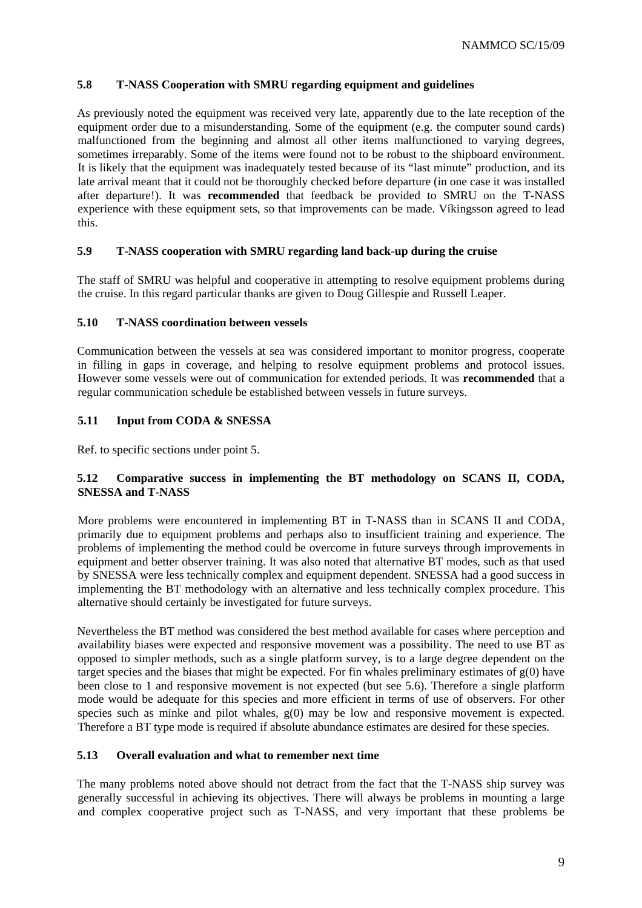### 5.8 T-NASS Cooperation with SMRU regarding equipment and guidelines

As previously noted the equipment was received very late, apparently due to the late reception of the equipment order due to a misunderstanding. Some of the equipment (e.g. the computer sound cards) malfunctioned from the beginning and almost all other items malfunctioned to varying degrees, sometimes irreparably. Some of the items were found not to be robust to the shipboard environment. It is likely that the equipment was inadequately tested because of its "last minute" production, and its late arrival meant that it could not be thoroughly checked before departure (in one case it was installed after departure!). It was **recommended** that feedback be provided to SMRU on the T-NASS experience with these equipment sets, so that improvements can be made. Víkingsson agreed to lead this.

### 5.9 T-NASS cooperation with SMRU regarding land back-up during the cruise

The staff of SMRU was helpful and cooperative in attempting to resolve equipment problems during the cruise. In this regard particular thanks are given to Doug Gillespie and Russell Leaper.

### 5.10 T-NASS coordination between vessels

Communication between the vessels at sea was considered important to monitor progress, cooperate in filling in gaps in coverage, and helping to resolve equipment problems and protocol issues. However some vessels were out of communication for extended periods. It was **recommended** that a regular communication schedule be established between vessels in future surveys.

### 5.11 Input from CODA & SNESSA

Ref. to specific sections under point 5.

### 5.12 Comparative success in implementing the BT methodology on SCANS II, CODA, SNESSA and T-NASS

More problems were encountered in implementing BT in T-NASS than in SCANS II and CODA, primarily due to equipment problems and perhaps also to insufficient training and experience. The problems of implementing the method could be overcome in future surveys through improvements in equipment and better observer training. It was also noted that alternative BT modes, such as that used by SNESSA were less technically complex and equipment dependent. SNESSA had a good success in implementing the BT methodology with an alternative and less technically complex procedure. This alternative should certainly be investigated for future surveys.

Nevertheless the BT method was considered the best method available for cases where perception and availability biases were expected and responsive movement was a possibility. The need to use BT as opposed to simpler methods, such as a single platform survey, is to a large degree dependent on the target species and the biases that might be expected. For fin whales preliminary estimates of g(0) have been close to 1 and responsive movement is not expected (but see 5.6). Therefore a single platform mode would be adequate for this species and more efficient in terms of use of observers. For other species such as minke and pilot whales, g(0) may be low and responsive movement is expected. Therefore a BT type mode is required if absolute abundance estimates are desired for these species.

### 5.13 Overall evaluation and what to remember next time

The many problems noted above should not detract from the fact that the T-NASS ship survey was generally successful in achieving its objectives. There will always be problems in mounting a large and complex cooperative project such as T-NASS, and very important that these problems be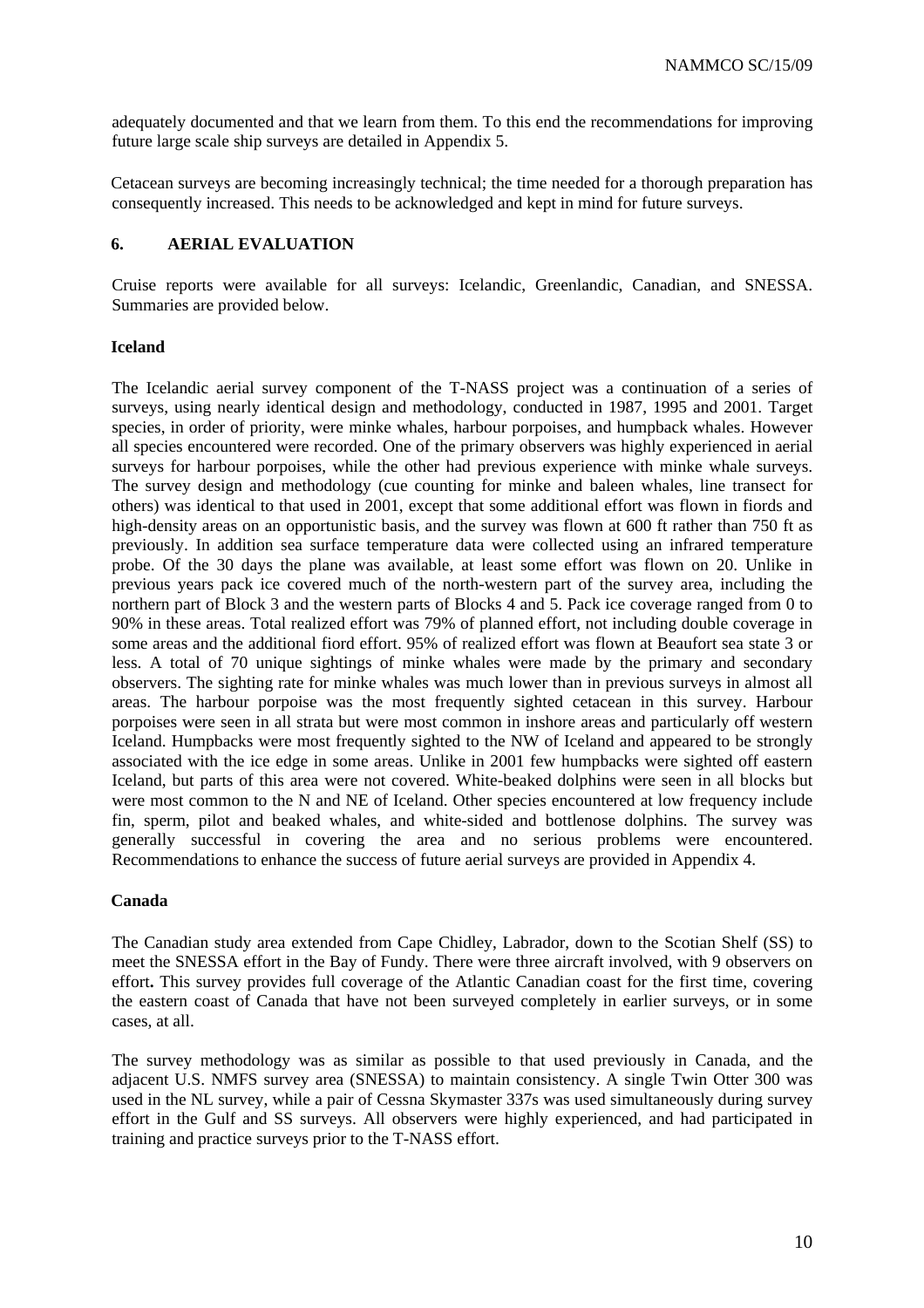adequately documented and that we learn from them. To this end the recommendations for improving future large scale ship surveys are detailed in Appendix 5.

Cetacean surveys are becoming increasingly technical; the time needed for a thorough preparation has consequently increased. This needs to be acknowledged and kept in mind for future surveys.

## 6. AERIAL EVALUATION

Cruise reports were available for all surveys: Icelandic, Greenlandic, Canadian, and SNESSA. Summaries are provided below.

### Iceland

The Icelandic aerial survey component of the T-NASS project was a continuation of a series of surveys, using nearly identical design and methodology, conducted in 1987, 1995 and 2001. Target species, in order of priority, were minke whales, harbour porpoises, and humpback whales. However all species encountered were recorded. One of the primary observers was highly experienced in aerial surveys for harbour porpoises, while the other had previous experience with minke whale surveys. The survey design and methodology (cue counting for minke and baleen whales, line transect for others) was identical to that used in 2001, except that some additional effort was flown in fiords and high-density areas on an opportunistic basis, and the survey was flown at 600 ft rather than 750 ft as previously. In addition sea surface temperature data were collected using an infrared temperature probe. Of the 30 days the plane was available, at least some effort was flown on 20. Unlike in previous years pack ice covered much of the north-western part of the survey area, including the northern part of Block 3 and the western parts of Blocks 4 and 5. Pack ice coverage ranged from 0 to 90% in these areas. Total realized effort was 79% of planned effort, not including double coverage in some areas and the additional fiord effort. 95% of realized effort was flown at Beaufort sea state 3 or less. A total of 70 unique sightings of minke whales were made by the primary and secondary observers. The sighting rate for minke whales was much lower than in previous surveys in almost all areas. The harbour porpoise was the most frequently sighted cetacean in this survey. Harbour porpoises were seen in all strata but were most common in inshore areas and particularly off western Iceland. Humpbacks were most frequently sighted to the NW of Iceland and appeared to be strongly associated with the ice edge in some areas. Unlike in 2001 few humpbacks were sighted off eastern Iceland, but parts of this area were not covered. White-beaked dolphins were seen in all blocks but were most common to the N and NE of Iceland. Other species encountered at low frequency include fin, sperm, pilot and beaked whales, and white-sided and bottlenose dolphins. The survey was generally successful in covering the area and no serious problems were encountered. Recommendations to enhance the success of future aerial surveys are provided in Appendix 4.

### Canada

The Canadian study area extended from Cape Chidley, Labrador, down to the Scotian Shelf (SS) to meet the SNESSA effort in the Bay of Fundy. There were three aircraft involved, with 9 observers on effort. This survey provides full coverage of the Atlantic Canadian coast for the first time, covering the eastern coast of Canada that have not been surveyed completely in earlier surveys, or in some cases, at all.

The survey methodology was as similar as possible to that used previously in Canada, and the adjacent U.S. NMFS survey area (SNESSA) to maintain consistency. A single Twin Otter 300 was used in the NL survey, while a pair of Cessna Skymaster 337s was used simultaneously during survey effort in the Gulf and SS surveys. All observers were highly experienced, and had participated in training and practice surveys prior to the T-NASS effort.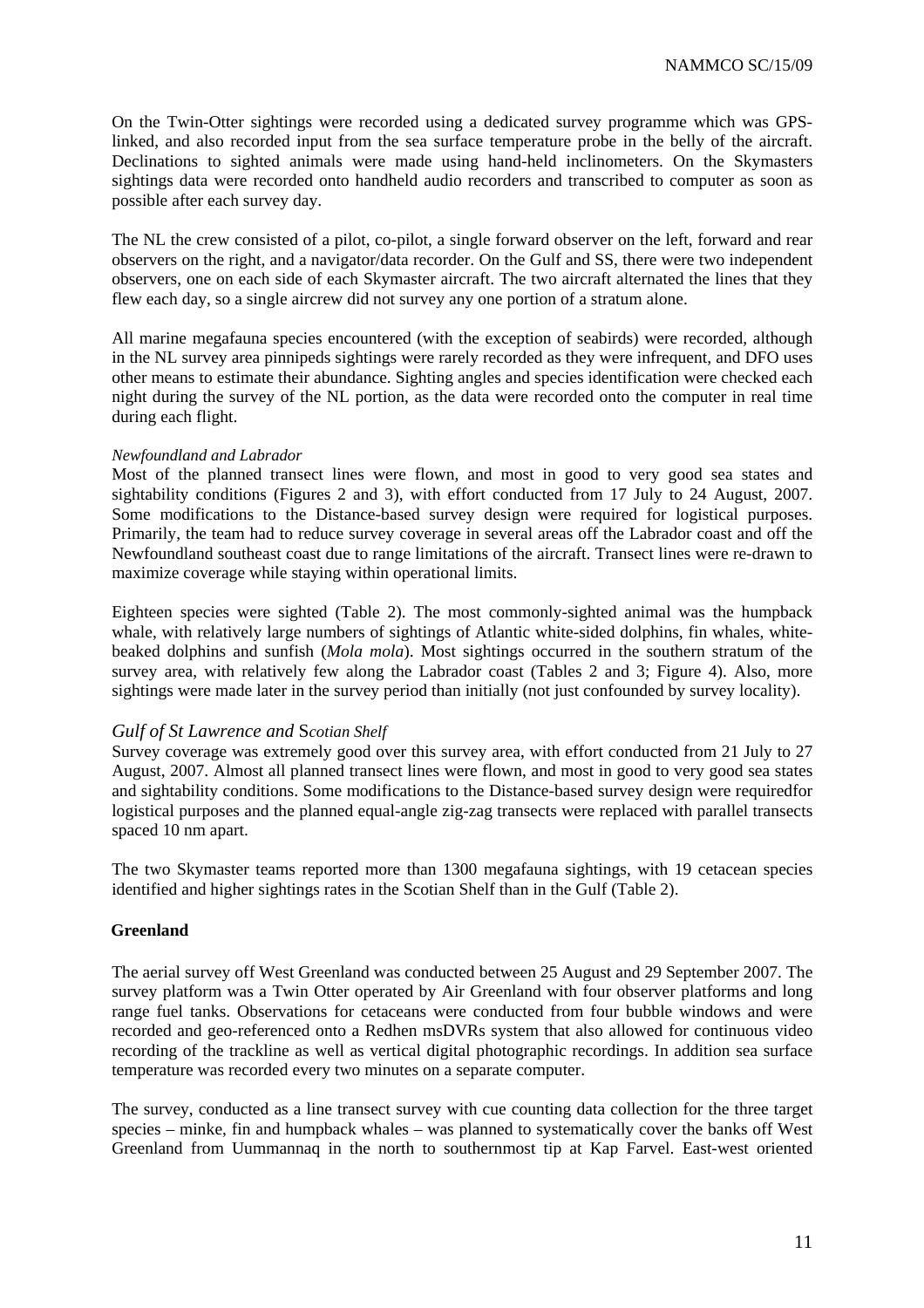On the Twin-Otter sightings were recorded using a dedicated survey programme which was GPS-linked, and also recorded input from the sea surface temperature probe in the belly of the aircraft. Declinations to sighted animals were made using hand-held inclinometers. On the Skymasters sightings data were recorded onto handheld audio recorders and transcribed to computer as soon as possible after each survey day.

The NL the crew consisted of a pilot, co-pilot, a single forward observer on the left, forward and rear observers on the right, and a navigator/data recorder. On the Gulf and SS, there were two independent observers, one on each side of each Skymaster aircraft. The two aircraft alternated the lines that they flew each day, so a single aircrew did not survey any one portion of a stratum alone.

All marine megafauna species encountered (with the exception of seabirds) were recorded, although in the NL survey area pinnipeds sightings were rarely recorded as they were infrequent, and DFO uses other means to estimate their abundance. Sighting angles and species identification were checked each night during the survey of the NL portion, as the data were recorded onto the computer in real time during each flight.

*Newfoundland and Labrador*

Most of the planned transect lines were flown, and most in good to very good sea states and sightability conditions (Figures 2 and 3), with effort conducted from 17 July to 24 August, 2007. Some modifications to the Distance-based survey design were required for logistical purposes. Primarily, the team had to reduce survey coverage in several areas off the Labrador coast and off the Newfoundland southeast coast due to range limitations of the aircraft. Transect lines were re-drawn to maximize coverage while staying within operational limits.

Eighteen species were sighted (Table 2). The most commonly-sighted animal was the humpback whale, with relatively large numbers of sightings of Atlantic white-sided dolphins, fin whales, white-beaked dolphins and sunfish (*Mola mola*). Most sightings occurred in the southern stratum of the survey area, with relatively few along the Labrador coast (Tables 2 and 3; Figure 4). Also, more sightings were made later in the survey period than initially (not just confounded by survey locality).

*Gulf of St Lawrence and Scotian Shelf*

Survey coverage was extremely good over this survey area, with effort conducted from 21 July to 27 August, 2007. Almost all planned transect lines were flown, and most in good to very good sea states and sightability conditions. Some modifications to the Distance-based survey design were requiredfor logistical purposes and the planned equal-angle zig-zag transects were replaced with parallel transects spaced 10 nm apart.

The two Skymaster teams reported more than 1300 megafauna sightings, with 19 cetacean species identified and higher sightings rates in the Scotian Shelf than in the Gulf (Table 2).

**Greenland**

The aerial survey off West Greenland was conducted between 25 August and 29 September 2007. The survey platform was a Twin Otter operated by Air Greenland with four observer platforms and long range fuel tanks. Observations for cetaceans were conducted from four bubble windows and were recorded and geo-referenced onto a Redhen msDVRs system that also allowed for continuous video recording of the trackline as well as vertical digital photographic recordings. In addition sea surface temperature was recorded every two minutes on a separate computer.

The survey, conducted as a line transect survey with cue counting data collection for the three target species – minke, fin and humpback whales – was planned to systematically cover the banks off West Greenland from Uummannaq in the north to southernmost tip at Kap Farvel. East-west oriented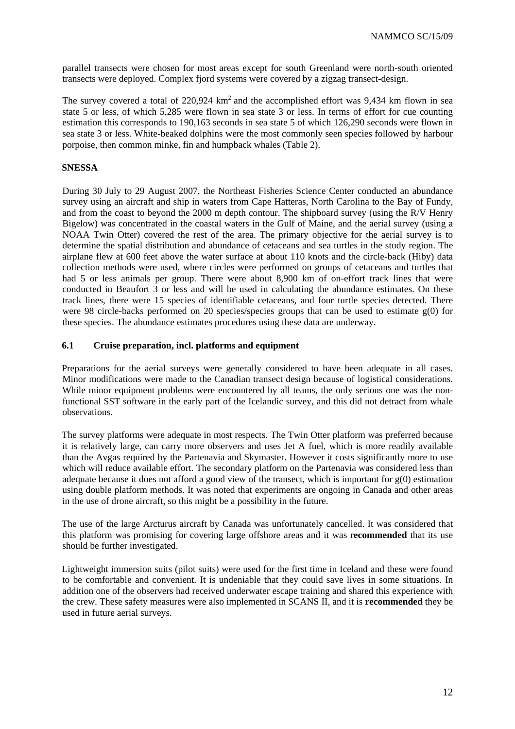parallel transects were chosen for most areas except for south Greenland were north-south oriented transects were deployed. Complex fjord systems were covered by a zigzag transect-design.

The survey covered a total of 220,924 km$^2$ and the accomplished effort was 9,434 km flown in sea state 5 or less, of which 5,285 were flown in sea state 3 or less. In terms of effort for cue counting estimation this corresponds to 190,163 seconds in sea state 5 of which 126,290 seconds were flown in sea state 3 or less. White-beaked dolphins were the most commonly seen species followed by harbour porpoise, then common minke, fin and humpback whales (Table 2).

**SNESSA**

During 30 July to 29 August 2007, the Northeast Fisheries Science Center conducted an abundance survey using an aircraft and ship in waters from Cape Hatteras, North Carolina to the Bay of Fundy, and from the coast to beyond the 2000 m depth contour. The shipboard survey (using the R/V Henry Bigelow) was concentrated in the coastal waters in the Gulf of Maine, and the aerial survey (using a NOAA Twin Otter) covered the rest of the area. The primary objective for the aerial survey is to determine the spatial distribution and abundance of cetaceans and sea turtles in the study region. The airplane flew at 600 feet above the water surface at about 110 knots and the circle-back (Hiby) data collection methods were used, where circles were performed on groups of cetaceans and turtles that had 5 or less animals per group. There were about 8,900 km of on-effort track lines that were conducted in Beaufort 3 or less and will be used in calculating the abundance estimates. On these track lines, there were 15 species of identifiable cetaceans, and four turtle species detected. There were 98 circle-backs performed on 20 species/species groups that can be used to estimate g(0) for these species. The abundance estimates procedures using these data are underway.

### 6.1 Cruise preparation, incl. platforms and equipment

Preparations for the aerial surveys were generally considered to have been adequate in all cases. Minor modifications were made to the Canadian transect design because of logistical considerations. While minor equipment problems were encountered by all teams, the only serious one was the non-functional SST software in the early part of the Icelandic survey, and this did not detract from whale observations.

The survey platforms were adequate in most respects. The Twin Otter platform was preferred because it is relatively large, can carry more observers and uses Jet A fuel, which is more readily available than the Avgas required by the Partenavia and Skymaster. However it costs significantly more to use which will reduce available effort. The secondary platform on the Partenavia was considered less than adequate because it does not afford a good view of the transect, which is important for g(0) estimation using double platform methods. It was noted that experiments are ongoing in Canada and other areas in the use of drone aircraft, so this might be a possibility in the future.

The use of the large Arcturus aircraft by Canada was unfortunately cancelled. It was considered that this platform was promising for covering large offshore areas and it was r**ecommended** that its use should be further investigated.

Lightweight immersion suits (pilot suits) were used for the first time in Iceland and these were found to be comfortable and convenient. It is undeniable that they could save lives in some situations. In addition one of the observers had received underwater escape training and shared this experience with the crew. These safety measures were also implemented in SCANS II, and it is **recommended** they be used in future aerial surveys.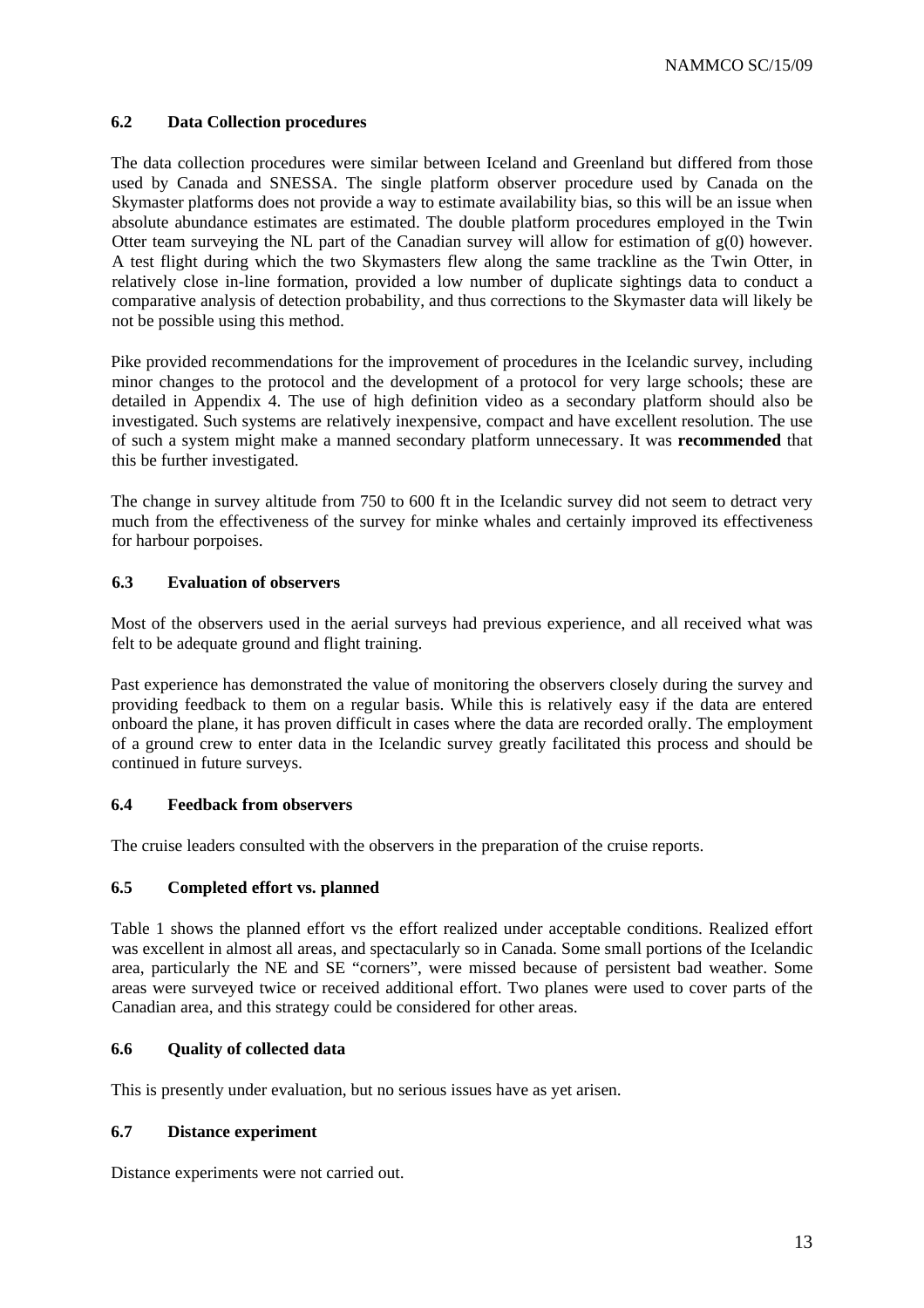### 6.2 Data Collection procedures

The data collection procedures were similar between Iceland and Greenland but differed from those used by Canada and SNESSA. The single platform observer procedure used by Canada on the Skymaster platforms does not provide a way to estimate availability bias, so this will be an issue when absolute abundance estimates are estimated. The double platform procedures employed in the Twin Otter team surveying the NL part of the Canadian survey will allow for estimation of g(0) however. A test flight during which the two Skymasters flew along the same trackline as the Twin Otter, in relatively close in-line formation, provided a low number of duplicate sightings data to conduct a comparative analysis of detection probability, and thus corrections to the Skymaster data will likely be not be possible using this method.

Pike provided recommendations for the improvement of procedures in the Icelandic survey, including minor changes to the protocol and the development of a protocol for very large schools; these are detailed in Appendix 4. The use of high definition video as a secondary platform should also be investigated. Such systems are relatively inexpensive, compact and have excellent resolution. The use of such a system might make a manned secondary platform unnecessary. It was **recommended** that this be further investigated.

The change in survey altitude from 750 to 600 ft in the Icelandic survey did not seem to detract very much from the effectiveness of the survey for minke whales and certainly improved its effectiveness for harbour porpoises.

### 6.3 Evaluation of observers

Most of the observers used in the aerial surveys had previous experience, and all received what was felt to be adequate ground and flight training.

Past experience has demonstrated the value of monitoring the observers closely during the survey and providing feedback to them on a regular basis. While this is relatively easy if the data are entered onboard the plane, it has proven difficult in cases where the data are recorded orally. The employment of a ground crew to enter data in the Icelandic survey greatly facilitated this process and should be continued in future surveys.

### 6.4 Feedback from observers

The cruise leaders consulted with the observers in the preparation of the cruise reports.

### 6.5 Completed effort vs. planned

Table 1 shows the planned effort vs the effort realized under acceptable conditions. Realized effort was excellent in almost all areas, and spectacularly so in Canada. Some small portions of the Icelandic area, particularly the NE and SE "corners", were missed because of persistent bad weather. Some areas were surveyed twice or received additional effort. Two planes were used to cover parts of the Canadian area, and this strategy could be considered for other areas.

### 6.6 Quality of collected data

This is presently under evaluation, but no serious issues have as yet arisen.

### 6.7 Distance experiment

Distance experiments were not carried out.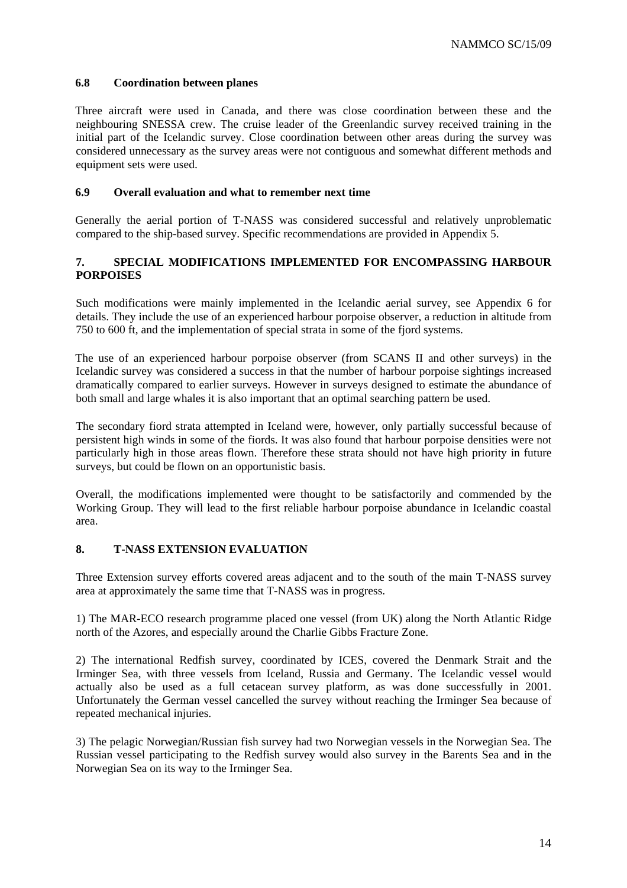### 6.8 Coordination between planes

Three aircraft were used in Canada, and there was close coordination between these and the neighbouring SNESSA crew. The cruise leader of the Greenlandic survey received training in the initial part of the Icelandic survey. Close coordination between other areas during the survey was considered unnecessary as the survey areas were not contiguous and somewhat different methods and equipment sets were used.

### 6.9 Overall evaluation and what to remember next time

Generally the aerial portion of T-NASS was considered successful and relatively unproblematic compared to the ship-based survey. Specific recommendations are provided in Appendix 5.

## 7. SPECIAL MODIFICATIONS IMPLEMENTED FOR ENCOMPASSING HARBOUR PORPOISES

Such modifications were mainly implemented in the Icelandic aerial survey, see Appendix 6 for details. They include the use of an experienced harbour porpoise observer, a reduction in altitude from 750 to 600 ft, and the implementation of special strata in some of the fjord systems.

The use of an experienced harbour porpoise observer (from SCANS II and other surveys) in the Icelandic survey was considered a success in that the number of harbour porpoise sightings increased dramatically compared to earlier surveys. However in surveys designed to estimate the abundance of both small and large whales it is also important that an optimal searching pattern be used.

The secondary fiord strata attempted in Iceland were, however, only partially successful because of persistent high winds in some of the fiords. It was also found that harbour porpoise densities were not particularly high in those areas flown. Therefore these strata should not have high priority in future surveys, but could be flown on an opportunistic basis.

Overall, the modifications implemented were thought to be satisfactorily and commended by the Working Group. They will lead to the first reliable harbour porpoise abundance in Icelandic coastal area.

## 8. T-NASS EXTENSION EVALUATION

Three Extension survey efforts covered areas adjacent and to the south of the main T-NASS survey area at approximately the same time that T-NASS was in progress.

1) The MAR-ECO research programme placed one vessel (from UK) along the North Atlantic Ridge north of the Azores, and especially around the Charlie Gibbs Fracture Zone.

2) The international Redfish survey, coordinated by ICES, covered the Denmark Strait and the Irminger Sea, with three vessels from Iceland, Russia and Germany. The Icelandic vessel would actually also be used as a full cetacean survey platform, as was done successfully in 2001. Unfortunately the German vessel cancelled the survey without reaching the Irminger Sea because of repeated mechanical injuries.

3) The pelagic Norwegian/Russian fish survey had two Norwegian vessels in the Norwegian Sea. The Russian vessel participating to the Redfish survey would also survey in the Barents Sea and in the Norwegian Sea on its way to the Irminger Sea.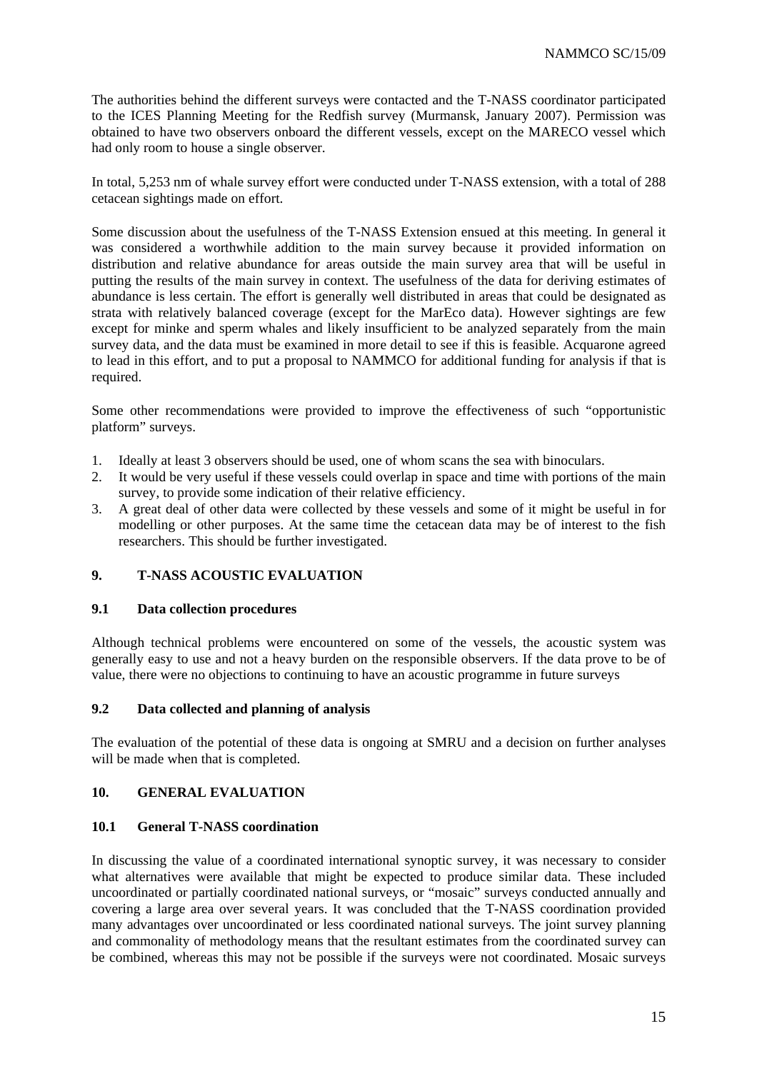The authorities behind the different surveys were contacted and the T-NASS coordinator participated to the ICES Planning Meeting for the Redfish survey (Murmansk, January 2007). Permission was obtained to have two observers onboard the different vessels, except on the MARECO vessel which had only room to house a single observer.

In total, 5,253 nm of whale survey effort were conducted under T-NASS extension, with a total of 288 cetacean sightings made on effort.

Some discussion about the usefulness of the T-NASS Extension ensued at this meeting. In general it was considered a worthwhile addition to the main survey because it provided information on distribution and relative abundance for areas outside the main survey area that will be useful in putting the results of the main survey in context. The usefulness of the data for deriving estimates of abundance is less certain. The effort is generally well distributed in areas that could be designated as strata with relatively balanced coverage (except for the MarEco data). However sightings are few except for minke and sperm whales and likely insufficient to be analyzed separately from the main survey data, and the data must be examined in more detail to see if this is feasible. Acquarone agreed to lead in this effort, and to put a proposal to NAMMCO for additional funding for analysis if that is required.

Some other recommendations were provided to improve the effectiveness of such "opportunistic platform" surveys.

1. Ideally at least 3 observers should be used, one of whom scans the sea with binoculars.
2. It would be very useful if these vessels could overlap in space and time with portions of the main survey, to provide some indication of their relative efficiency.
3. A great deal of other data were collected by these vessels and some of it might be useful in for modelling or other purposes. At the same time the cetacean data may be of interest to the fish researchers. This should be further investigated.

## 9. T-NASS ACOUSTIC EVALUATION

### 9.1 Data collection procedures

Although technical problems were encountered on some of the vessels, the acoustic system was generally easy to use and not a heavy burden on the responsible observers. If the data prove to be of value, there were no objections to continuing to have an acoustic programme in future surveys

### 9.2 Data collected and planning of analysis

The evaluation of the potential of these data is ongoing at SMRU and a decision on further analyses will be made when that is completed.

## 10. GENERAL EVALUATION

### 10.1 General T-NASS coordination

In discussing the value of a coordinated international synoptic survey, it was necessary to consider what alternatives were available that might be expected to produce similar data. These included uncoordinated or partially coordinated national surveys, or "mosaic" surveys conducted annually and covering a large area over several years. It was concluded that the T-NASS coordination provided many advantages over uncoordinated or less coordinated national surveys. The joint survey planning and commonality of methodology means that the resultant estimates from the coordinated survey can be combined, whereas this may not be possible if the surveys were not coordinated. Mosaic surveys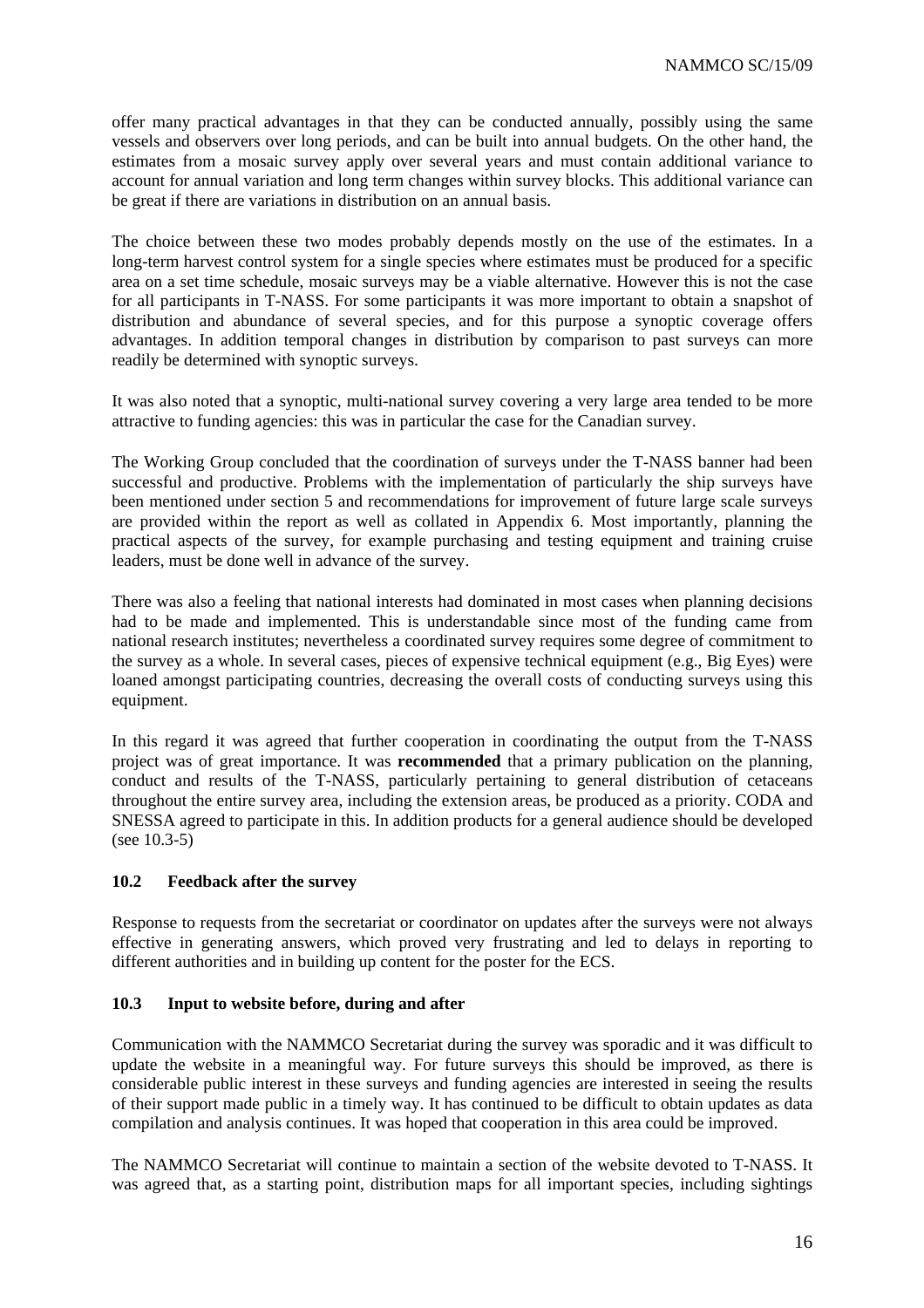offer many practical advantages in that they can be conducted annually, possibly using the same vessels and observers over long periods, and can be built into annual budgets. On the other hand, the estimates from a mosaic survey apply over several years and must contain additional variance to account for annual variation and long term changes within survey blocks. This additional variance can be great if there are variations in distribution on an annual basis.

The choice between these two modes probably depends mostly on the use of the estimates. In a long-term harvest control system for a single species where estimates must be produced for a specific area on a set time schedule, mosaic surveys may be a viable alternative. However this is not the case for all participants in T-NASS. For some participants it was more important to obtain a snapshot of distribution and abundance of several species, and for this purpose a synoptic coverage offers advantages. In addition temporal changes in distribution by comparison to past surveys can more readily be determined with synoptic surveys.

It was also noted that a synoptic, multi-national survey covering a very large area tended to be more attractive to funding agencies: this was in particular the case for the Canadian survey.

The Working Group concluded that the coordination of surveys under the T-NASS banner had been successful and productive. Problems with the implementation of particularly the ship surveys have been mentioned under section 5 and recommendations for improvement of future large scale surveys are provided within the report as well as collated in Appendix 6. Most importantly, planning the practical aspects of the survey, for example purchasing and testing equipment and training cruise leaders, must be done well in advance of the survey.

There was also a feeling that national interests had dominated in most cases when planning decisions had to be made and implemented. This is understandable since most of the funding came from national research institutes; nevertheless a coordinated survey requires some degree of commitment to the survey as a whole. In several cases, pieces of expensive technical equipment (e.g., Big Eyes) were loaned amongst participating countries, decreasing the overall costs of conducting surveys using this equipment.

In this regard it was agreed that further cooperation in coordinating the output from the T-NASS project was of great importance. It was **recommended** that a primary publication on the planning, conduct and results of the T-NASS, particularly pertaining to general distribution of cetaceans throughout the entire survey area, including the extension areas, be produced as a priority. CODA and SNESSA agreed to participate in this. In addition products for a general audience should be developed (see 10.3-5)

### 10.2 Feedback after the survey

Response to requests from the secretariat or coordinator on updates after the surveys were not always effective in generating answers, which proved very frustrating and led to delays in reporting to different authorities and in building up content for the poster for the ECS.

### 10.3 Input to website before, during and after

Communication with the NAMMCO Secretariat during the survey was sporadic and it was difficult to update the website in a meaningful way. For future surveys this should be improved, as there is considerable public interest in these surveys and funding agencies are interested in seeing the results of their support made public in a timely way. It has continued to be difficult to obtain updates as data compilation and analysis continues. It was hoped that cooperation in this area could be improved.

The NAMMCO Secretariat will continue to maintain a section of the website devoted to T-NASS. It was agreed that, as a starting point, distribution maps for all important species, including sightings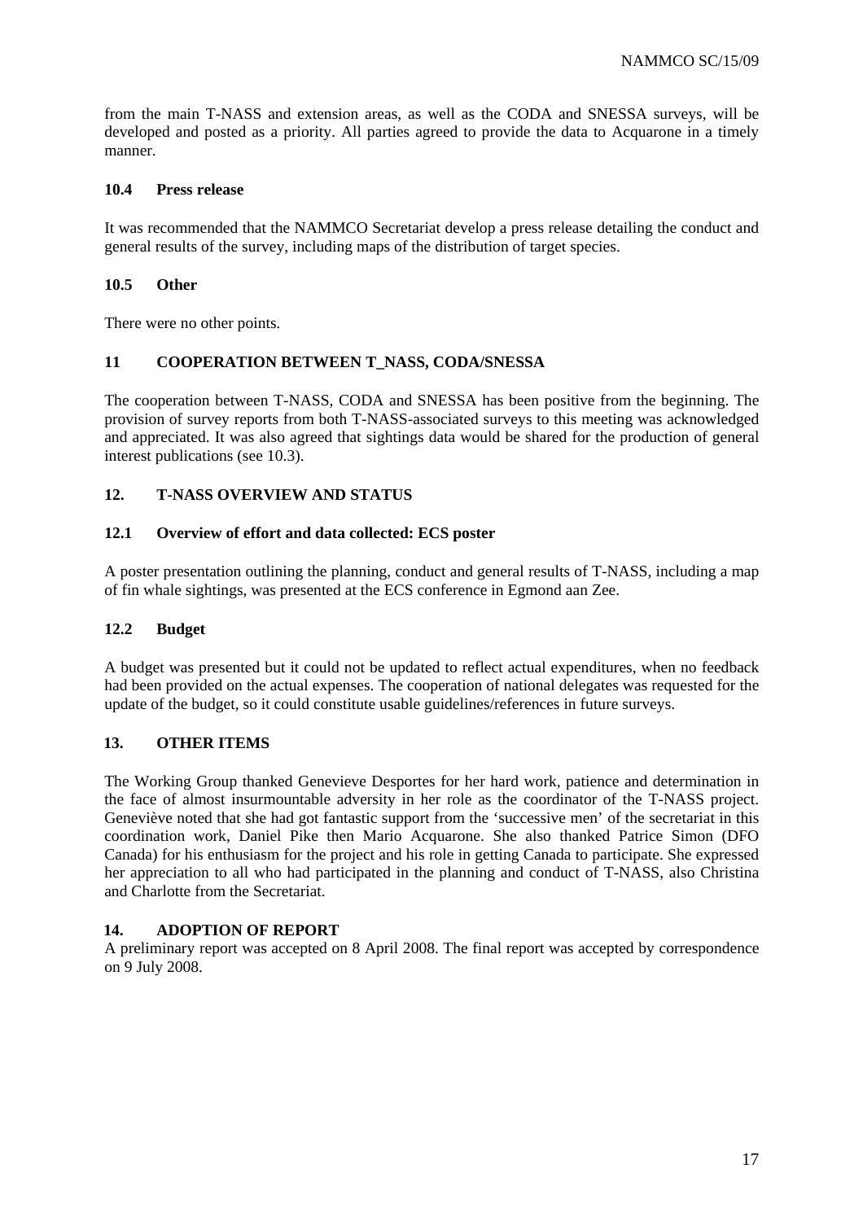from the main T-NASS and extension areas, as well as the CODA and SNESSA surveys, will be developed and posted as a priority. All parties agreed to provide the data to Acquarone in a timely manner.

### 10.4 Press release

It was recommended that the NAMMCO Secretariat develop a press release detailing the conduct and general results of the survey, including maps of the distribution of target species.

### 10.5 Other

There were no other points.

## 11 COOPERATION BETWEEN T_NASS, CODA/SNESSA

The cooperation between T-NASS, CODA and SNESSA has been positive from the beginning. The provision of survey reports from both T-NASS-associated surveys to this meeting was acknowledged and appreciated. It was also agreed that sightings data would be shared for the production of general interest publications (see 10.3).

## 12. T-NASS OVERVIEW AND STATUS

### 12.1 Overview of effort and data collected: ECS poster

A poster presentation outlining the planning, conduct and general results of T-NASS, including a map of fin whale sightings, was presented at the ECS conference in Egmond aan Zee.

### 12.2 Budget

A budget was presented but it could not be updated to reflect actual expenditures, when no feedback had been provided on the actual expenses. The cooperation of national delegates was requested for the update of the budget, so it could constitute usable guidelines/references in future surveys.

## 13. OTHER ITEMS

The Working Group thanked Genevieve Desportes for her hard work, patience and determination in the face of almost insurmountable adversity in her role as the coordinator of the T-NASS project. Geneviève noted that she had got fantastic support from the 'successive men' of the secretariat in this coordination work, Daniel Pike then Mario Acquarone. She also thanked Patrice Simon (DFO Canada) for his enthusiasm for the project and his role in getting Canada to participate. She expressed her appreciation to all who had participated in the planning and conduct of T-NASS, also Christina and Charlotte from the Secretariat.

## 14. ADOPTION OF REPORT

A preliminary report was accepted on 8 April 2008. The final report was accepted by correspondence on 9 July 2008.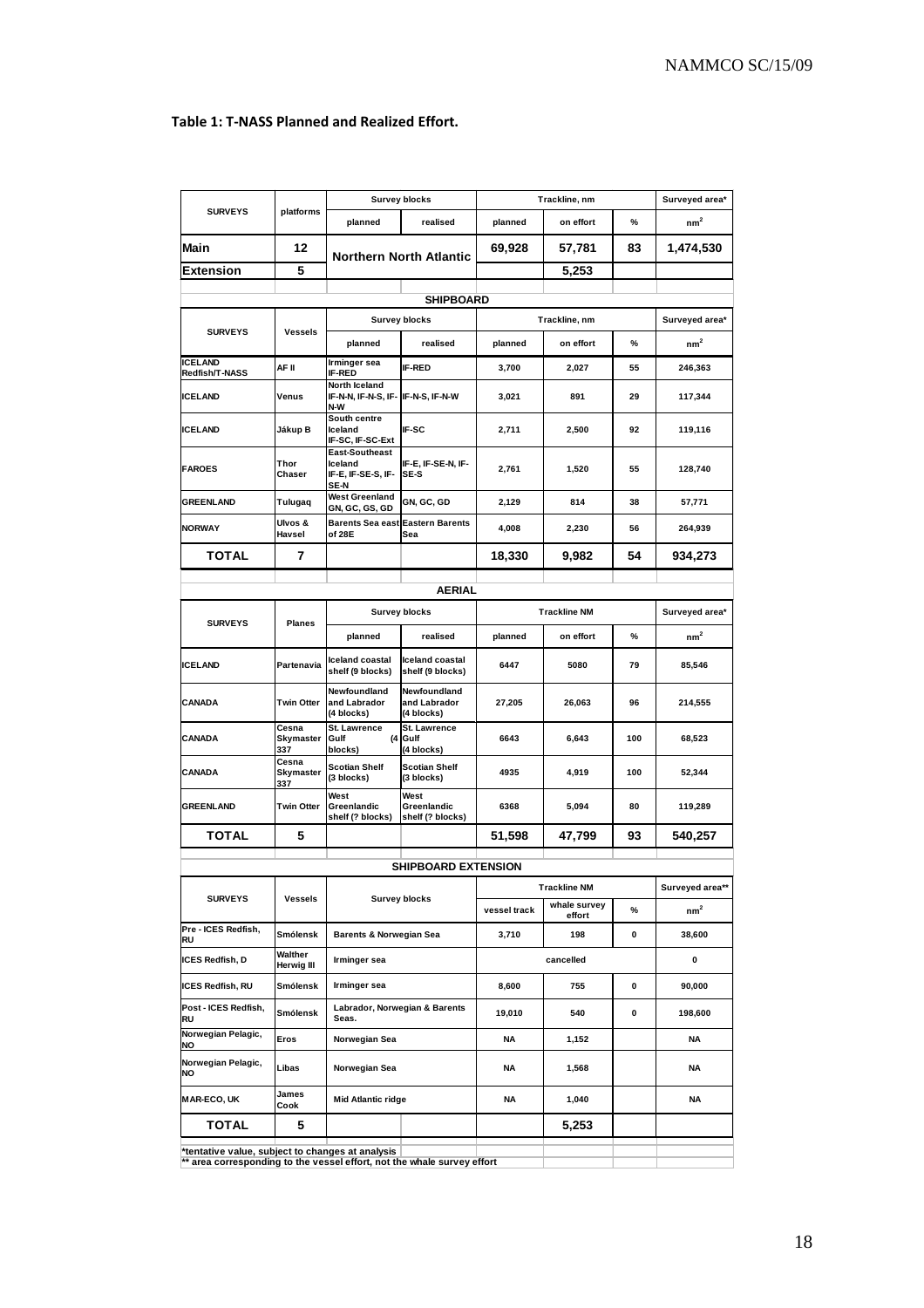**Table 1: T-NASS Planned and Realized Effort.**

| SURVEYS | platforms | Survey blocks | | Trackline, nm | | | Surveyed area* |
|---|---|---|---|---|---|---|---|
| | | planned | realised | planned | on effort | % | nm² |
| **Main** | **12** | **Northern North Atlantic** | | **69,928** | **57,781** | **83** | **1,474,530** |
| **Extension** | **5** | | | | **5,253** | | |

**SHIPBOARD**

| SURVEYS | Vessels | Survey blocks | | Trackline, nm | | | Surveyed area* |
|---|---|---|---|---|---|---|---|
| | | planned | realised | planned | on effort | % | nm² |
| ICELAND Redfish/T-NASS | AF II | Irminger sea IF-RED | IF-RED | 3,700 | 2,027 | 55 | 246,363 |
| ICELAND | Venus | North Iceland IF-N-N, IF-N-S, IF-N-W | IF-N-S, IF-N-W | 3,021 | 891 | 29 | 117,344 |
| ICELAND | Jákup B | South centre Iceland IF-SC, IF-SC-Ext | IF-SC | 2,711 | 2,500 | 92 | 119,116 |
| FAROES | Thor Chaser | East-Southeast Iceland IF-E, IF-SE-S, IF-SE-N | IF-E, IF-SE-N, IF-SE-S | 2,761 | 1,520 | 55 | 128,740 |
| GREENLAND | Tulugaq | West Greenland GN, GC, GS, GD | GN, GC, GD | 2,129 | 814 | 38 | 57,771 |
| NORWAY | Ulvos & Havsel | Barents Sea east of 28E | Eastern Barents Sea | 4,008 | 2,230 | 56 | 264,939 |
| **TOTAL** | **7** | | | **18,330** | **9,982** | **54** | **934,273** |

**AERIAL**

| SURVEYS | Planes | Survey blocks | | Trackline NM | | | Surveyed area* |
|---|---|---|---|---|---|---|---|
| | | planned | realised | planned | on effort | % | nm² |
| ICELAND | Partenavia | Iceland coastal shelf (9 blocks) | Iceland coastal shelf (9 blocks) | 6447 | 5080 | 79 | 85,546 |
| CANADA | Twin Otter | Newfoundland and Labrador (4 blocks) | Newfoundland and Labrador (4 blocks) | 27,205 | 26,063 | 96 | 214,555 |
| CANADA | Cesna Skymaster 337 | St. Lawrence Gulf (4 blocks) | St. Lawrence Gulf (4 blocks) | 6643 | 6,643 | 100 | 68,523 |
| CANADA | Cesna Skymaster 337 | Scotian Shelf (3 blocks) | Scotian Shelf (3 blocks) | 4935 | 4,919 | 100 | 52,344 |
| GREENLAND | Twin Otter | West Greenlandic shelf (? blocks) | West Greenlandic shelf (? blocks) | 6368 | 5,094 | 80 | 119,289 |
| **TOTAL** | **5** | | | **51,598** | **47,799** | **93** | **540,257** |

**SHIPBOARD EXTENSION**

| SURVEYS | Vessels | Survey blocks | Trackline NM | | | Surveyed area** |
|---|---|---|---|---|---|---|
| | | | vessel track | whale survey effort | % | nm² |
| Pre - ICES Redfish, RU | Smólensk | Barents & Norwegian Sea | 3,710 | 198 | 0 | 38,600 |
| ICES Redfish, D | Walther Herwig III | Irminger sea | cancelled | | | 0 |
| ICES Redfish, RU | Smólensk | Irminger sea | 8,600 | 755 | 0 | 90,000 |
| Post - ICES Redfish, RU | Smólensk | Labrador, Norwegian & Barents Seas. | 19,010 | 540 | 0 | 198,600 |
| Norwegian Pelagic, NO | Eros | Norwegian Sea | NA | 1,152 | | NA |
| Norwegian Pelagic, NO | Libas | Norwegian Sea | NA | 1,568 | | NA |
| MAR-ECO, UK | James Cook | Mid Atlantic ridge | NA | 1,040 | | NA |
| **TOTAL** | **5** | | | **5,253** | | |

*tentative value, subject to changes at analysis
** area corresponding to the vessel effort, not the whale survey effort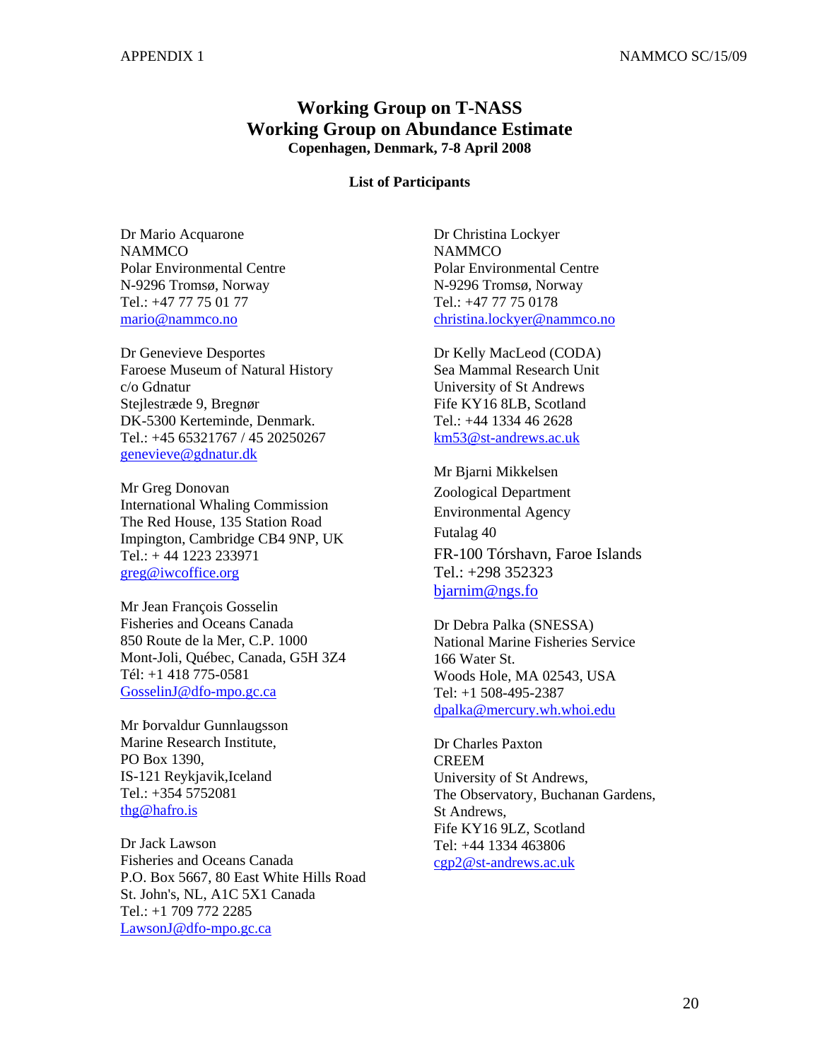# Working Group on T-NASS
# Working Group on Abundance Estimate

**Copenhagen, Denmark, 7-8 April 2008**

**List of Participants**

Dr Mario Acquarone
NAMMCO
Polar Environmental Centre
N-9296 Tromsø, Norway
Tel.: +47 77 75 01 77
mario@nammco.no

Dr Genevieve Desportes
Faroese Museum of Natural History
c/o Gdnatur
Stejlestræde 9, Bregnør
DK-5300 Kerteminde, Denmark.
Tel.: +45 65321767 / 45 20250267
genevieve@gdnatur.dk

Mr Greg Donovan
International Whaling Commission
The Red House, 135 Station Road
Impington, Cambridge CB4 9NP, UK
Tel.: + 44 1223 233971
greg@iwcoffice.org

Mr Jean François Gosselin
Fisheries and Oceans Canada
850 Route de la Mer, C.P. 1000
Mont-Joli, Québec, Canada, G5H 3Z4
Tél: +1 418 775-0581
GosselinJ@dfo-mpo.gc.ca

Mr Þorvaldur Gunnlaugsson
Marine Research Institute,
PO Box 1390,
IS-121 Reykjavik,Iceland
Tel.: +354 5752081
thg@hafro.is

Dr Jack Lawson
Fisheries and Oceans Canada
P.O. Box 5667, 80 East White Hills Road
St. John's, NL, A1C 5X1 Canada
Tel.: +1 709 772 2285
LawsonJ@dfo-mpo.gc.ca

Dr Christina Lockyer
NAMMCO
Polar Environmental Centre
N-9296 Tromsø, Norway
Tel.: +47 77 75 0178
christina.lockyer@nammco.no

Dr Kelly MacLeod (CODA)
Sea Mammal Research Unit
University of St Andrews
Fife KY16 8LB, Scotland
Tel.: +44 1334 46 2628
km53@st-andrews.ac.uk

Mr Bjarni Mikkelsen
Zoological Department
Environmental Agency
Futalag 40
FR-100 Tórshavn, Faroe Islands
Tel.: +298 352323
bjarnim@ngs.fo

Dr Debra Palka (SNESSA)
National Marine Fisheries Service
166 Water St.
Woods Hole, MA 02543, USA
Tel: +1 508-495-2387
dpalka@mercury.wh.whoi.edu

Dr Charles Paxton
CREEM
University of St Andrews,
The Observatory, Buchanan Gardens,
St Andrews,
Fife KY16 9LZ, Scotland
Tel: +44 1334 463806
cgp2@st-andrews.ac.uk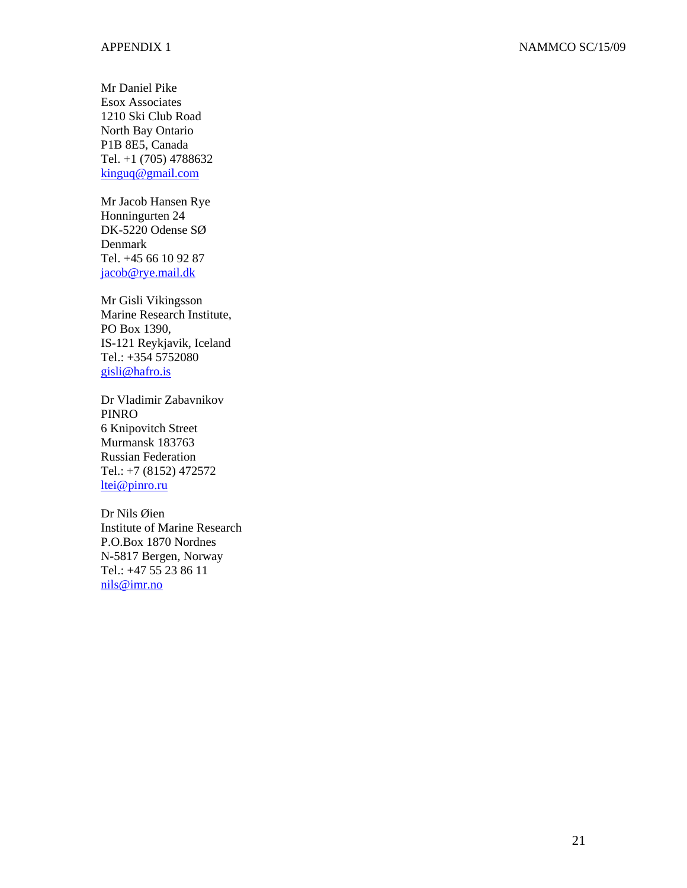Mr Daniel Pike
Esox Associates
1210 Ski Club Road
North Bay Ontario
P1B 8E5, Canada
Tel. +1 (705) 4788632
kinguq@gmail.com

Mr Jacob Hansen Rye
Honningurten 24
DK-5220 Odense SØ
Denmark
Tel. +45 66 10 92 87
jacob@rye.mail.dk

Mr Gisli Vikingsson
Marine Research Institute,
PO Box 1390,
IS-121 Reykjavik, Iceland
Tel.: +354 5752080
gisli@hafro.is

Dr Vladimir Zabavnikov
PINRO
6 Knipovitch Street
Murmansk 183763
Russian Federation
Tel.: +7 (8152) 472572
ltei@pinro.ru

Dr Nils Øien
Institute of Marine Research
P.O.Box 1870 Nordnes
N-5817 Bergen, Norway
Tel.: +47 55 23 86 11
nils@imr.no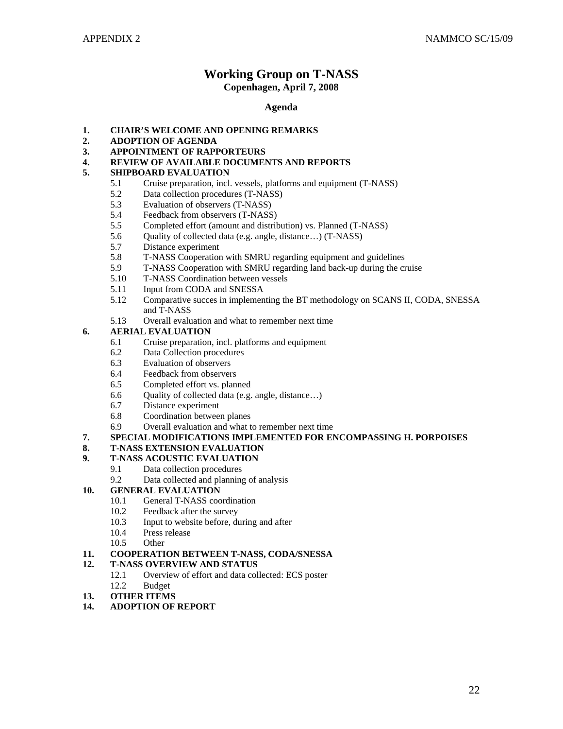# Working Group on T-NASS

**Copenhagen, April 7, 2008**

## Agenda

1. **CHAIR'S WELCOME AND OPENING REMARKS**
2. **ADOPTION OF AGENDA**
3. **APPOINTMENT OF RAPPORTEURS**
4. **REVIEW OF AVAILABLE DOCUMENTS AND REPORTS**
5. **SHIPBOARD EVALUATION**
   - 5.1 Cruise preparation, incl. vessels, platforms and equipment (T-NASS)
   - 5.2 Data collection procedures (T-NASS)
   - 5.3 Evaluation of observers (T-NASS)
   - 5.4 Feedback from observers (T-NASS)
   - 5.5 Completed effort (amount and distribution) vs. Planned (T-NASS)
   - 5.6 Quality of collected data (e.g. angle, distance…) (T-NASS)
   - 5.7 Distance experiment
   - 5.8 T-NASS Cooperation with SMRU regarding equipment and guidelines
   - 5.9 T-NASS Cooperation with SMRU regarding land back-up during the cruise
   - 5.10 T-NASS Coordination between vessels
   - 5.11 Input from CODA and SNESSA
   - 5.12 Comparative succes in implementing the BT methodology on SCANS II, CODA, SNESSA and T-NASS
   - 5.13 Overall evaluation and what to remember next time
6. **AERIAL EVALUATION**
   - 6.1 Cruise preparation, incl. platforms and equipment
   - 6.2 Data Collection procedures
   - 6.3 Evaluation of observers
   - 6.4 Feedback from observers
   - 6.5 Completed effort vs. planned
   - 6.6 Quality of collected data (e.g. angle, distance…)
   - 6.7 Distance experiment
   - 6.8 Coordination between planes
   - 6.9 Overall evaluation and what to remember next time
7. **SPECIAL MODIFICATIONS IMPLEMENTED FOR ENCOMPASSING H. PORPOISES**
8. **T-NASS EXTENSION EVALUATION**
9. **T-NASS ACOUSTIC EVALUATION**
   - 9.1 Data collection procedures
   - 9.2 Data collected and planning of analysis
10. **GENERAL EVALUATION**
    - 10.1 General T-NASS coordination
    - 10.2 Feedback after the survey
    - 10.3 Input to website before, during and after
    - 10.4 Press release
    - 10.5 Other
11. **COOPERATION BETWEEN T-NASS, CODA/SNESSA**
12. **T-NASS OVERVIEW AND STATUS**
    - 12.1 Overview of effort and data collected: ECS poster
    - 12.2 Budget
13. **OTHER ITEMS**
14. **ADOPTION OF REPORT**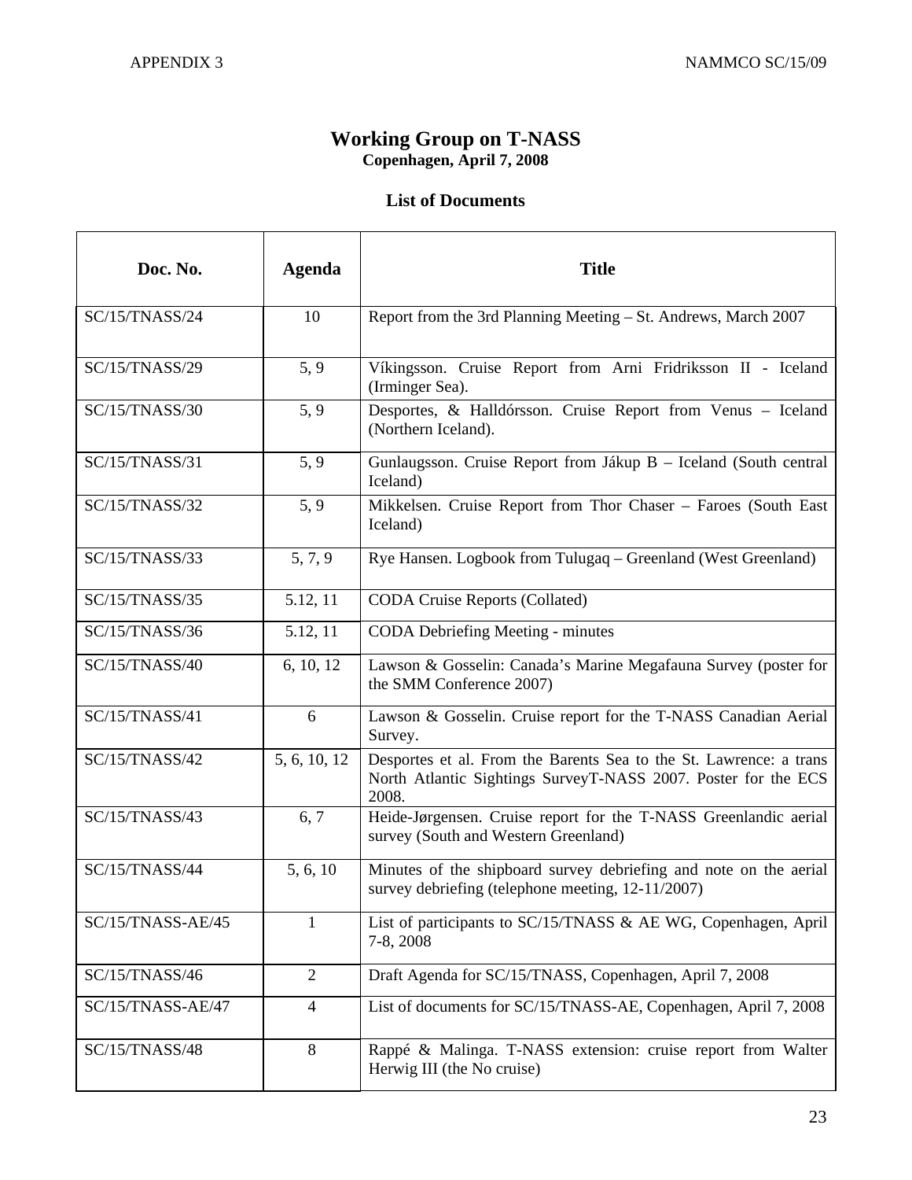# Working Group on T-NASS

**Copenhagen, April 7, 2008**

## List of Documents

| Doc. No. | Agenda | Title |
|---|---|---|
| SC/15/TNASS/24 | 10 | Report from the 3rd Planning Meeting – St. Andrews, March 2007 |
| SC/15/TNASS/29 | 5, 9 | Víkingsson. Cruise Report from Arni Fridriksson II - Iceland (Irminger Sea). |
| SC/15/TNASS/30 | 5, 9 | Desportes, & Halldórsson. Cruise Report from Venus – Iceland (Northern Iceland). |
| SC/15/TNASS/31 | 5, 9 | Gunlaugsson. Cruise Report from Jákup B – Iceland (South central Iceland) |
| SC/15/TNASS/32 | 5, 9 | Mikkelsen. Cruise Report from Thor Chaser – Faroes (South East Iceland) |
| SC/15/TNASS/33 | 5, 7, 9 | Rye Hansen. Logbook from Tulugaq – Greenland (West Greenland) |
| SC/15/TNASS/35 | 5.12, 11 | CODA Cruise Reports (Collated) |
| SC/15/TNASS/36 | 5.12, 11 | CODA Debriefing Meeting - minutes |
| SC/15/TNASS/40 | 6, 10, 12 | Lawson & Gosselin: Canada's Marine Megafauna Survey (poster for the SMM Conference 2007) |
| SC/15/TNASS/41 | 6 | Lawson & Gosselin. Cruise report for the T-NASS Canadian Aerial Survey. |
| SC/15/TNASS/42 | 5, 6, 10, 12 | Desportes et al. From the Barents Sea to the St. Lawrence: a trans North Atlantic Sightings SurveyT-NASS 2007. Poster for the ECS 2008. |
| SC/15/TNASS/43 | 6, 7 | Heide-Jørgensen. Cruise report for the T-NASS Greenlandic aerial survey (South and Western Greenland) |
| SC/15/TNASS/44 | 5, 6, 10 | Minutes of the shipboard survey debriefing and note on the aerial survey debriefing (telephone meeting, 12-11/2007) |
| SC/15/TNASS-AE/45 | 1 | List of participants to SC/15/TNASS & AE WG, Copenhagen, April 7-8, 2008 |
| SC/15/TNASS/46 | 2 | Draft Agenda for SC/15/TNASS, Copenhagen, April 7, 2008 |
| SC/15/TNASS-AE/47 | 4 | List of documents for SC/15/TNASS-AE, Copenhagen, April 7, 2008 |
| SC/15/TNASS/48 | 8 | Rappé & Malinga. T-NASS extension: cruise report from Walter Herwig III (the No cruise) |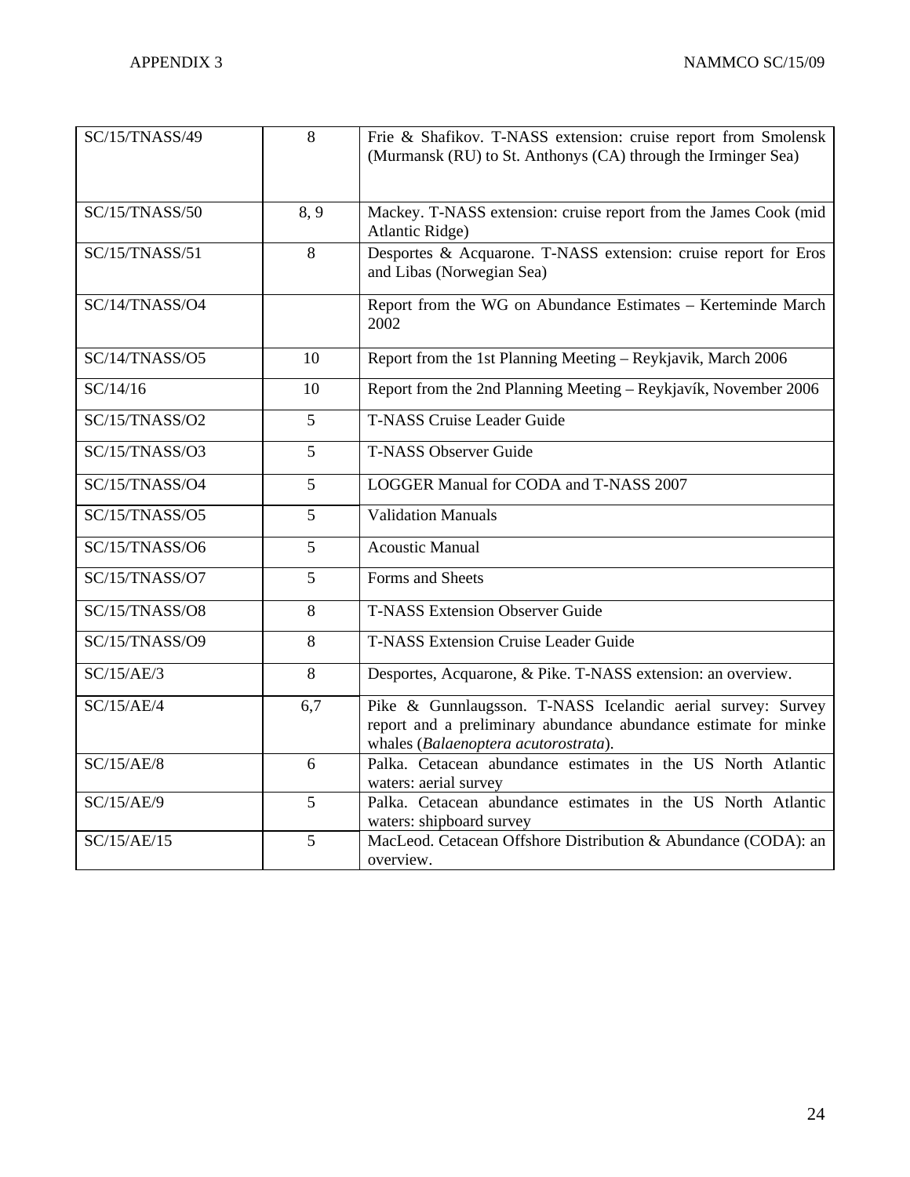| SC/15/TNASS/49 | 8 | Frie & Shafikov. T-NASS extension: cruise report from Smolensk (Murmansk (RU) to St. Anthonys (CA) through the Irminger Sea) |
| --- | --- | --- |
| SC/15/TNASS/50 | 8, 9 | Mackey. T-NASS extension: cruise report from the James Cook (mid Atlantic Ridge) |
| SC/15/TNASS/51 | 8 | Desportes & Acquarone. T-NASS extension: cruise report for Eros and Libas (Norwegian Sea) |
| SC/14/TNASS/O4 | | Report from the WG on Abundance Estimates – Kerteminde March 2002 |
| SC/14/TNASS/O5 | 10 | Report from the 1st Planning Meeting – Reykjavik, March 2006 |
| SC/14/16 | 10 | Report from the 2nd Planning Meeting – Reykjavík, November 2006 |
| SC/15/TNASS/O2 | 5 | T-NASS Cruise Leader Guide |
| SC/15/TNASS/O3 | 5 | T-NASS Observer Guide |
| SC/15/TNASS/O4 | 5 | LOGGER Manual for CODA and T-NASS 2007 |
| SC/15/TNASS/O5 | 5 | Validation Manuals |
| SC/15/TNASS/O6 | 5 | Acoustic Manual |
| SC/15/TNASS/O7 | 5 | Forms and Sheets |
| SC/15/TNASS/O8 | 8 | T-NASS Extension Observer Guide |
| SC/15/TNASS/O9 | 8 | T-NASS Extension Cruise Leader Guide |
| SC/15/AE/3 | 8 | Desportes, Acquarone, & Pike. T-NASS extension: an overview. |
| SC/15/AE/4 | 6,7 | Pike & Gunnlaugsson. T-NASS Icelandic aerial survey: Survey report and a preliminary abundance abundance estimate for minke whales (*Balaenoptera acutorostrata*). |
| SC/15/AE/8 | 6 | Palka. Cetacean abundance estimates in the US North Atlantic waters: aerial survey |
| SC/15/AE/9 | 5 | Palka. Cetacean abundance estimates in the US North Atlantic waters: shipboard survey |
| SC/15/AE/15 | 5 | MacLeod. Cetacean Offshore Distribution & Abundance (CODA): an overview. |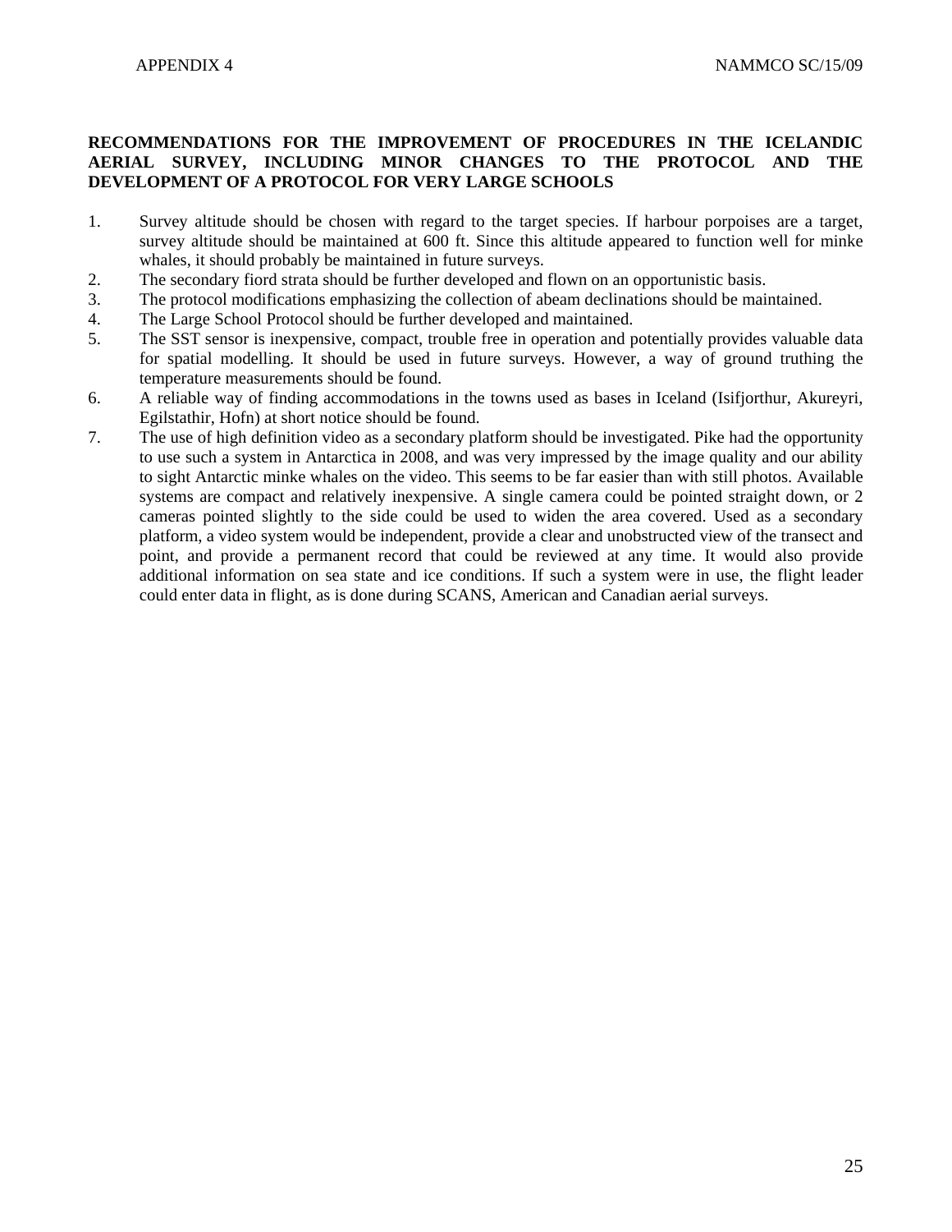**RECOMMENDATIONS FOR THE IMPROVEMENT OF PROCEDURES IN THE ICELANDIC AERIAL SURVEY, INCLUDING MINOR CHANGES TO THE PROTOCOL AND THE DEVELOPMENT OF A PROTOCOL FOR VERY LARGE SCHOOLS**

1. Survey altitude should be chosen with regard to the target species. If harbour porpoises are a target, survey altitude should be maintained at 600 ft. Since this altitude appeared to function well for minke whales, it should probably be maintained in future surveys.
2. The secondary fiord strata should be further developed and flown on an opportunistic basis.
3. The protocol modifications emphasizing the collection of abeam declinations should be maintained.
4. The Large School Protocol should be further developed and maintained.
5. The SST sensor is inexpensive, compact, trouble free in operation and potentially provides valuable data for spatial modelling. It should be used in future surveys. However, a way of ground truthing the temperature measurements should be found.
6. A reliable way of finding accommodations in the towns used as bases in Iceland (Isifjorthur, Akureyri, Egilstathir, Hofn) at short notice should be found.
7. The use of high definition video as a secondary platform should be investigated. Pike had the opportunity to use such a system in Antarctica in 2008, and was very impressed by the image quality and our ability to sight Antarctic minke whales on the video. This seems to be far easier than with still photos. Available systems are compact and relatively inexpensive. A single camera could be pointed straight down, or 2 cameras pointed slightly to the side could be used to widen the area covered. Used as a secondary platform, a video system would be independent, provide a clear and unobstructed view of the transect and point, and provide a permanent record that could be reviewed at any time. It would also provide additional information on sea state and ice conditions. If such a system were in use, the flight leader could enter data in flight, as is done during SCANS, American and Canadian aerial surveys.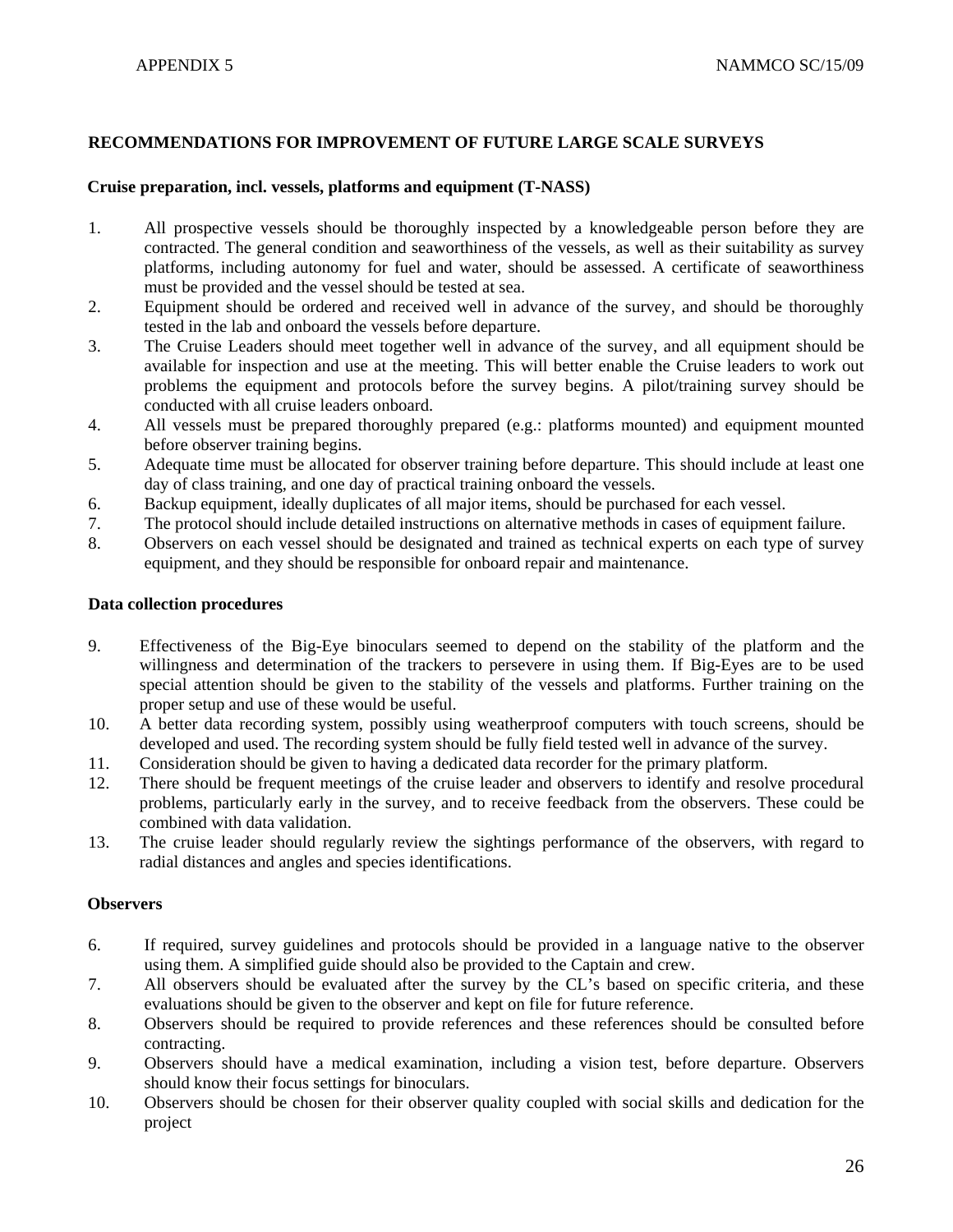## RECOMMENDATIONS FOR IMPROVEMENT OF FUTURE LARGE SCALE SURVEYS

### Cruise preparation, incl. vessels, platforms and equipment (T-NASS)

1. All prospective vessels should be thoroughly inspected by a knowledgeable person before they are contracted. The general condition and seaworthiness of the vessels, as well as their suitability as survey platforms, including autonomy for fuel and water, should be assessed. A certificate of seaworthiness must be provided and the vessel should be tested at sea.
2. Equipment should be ordered and received well in advance of the survey, and should be thoroughly tested in the lab and onboard the vessels before departure.
3. The Cruise Leaders should meet together well in advance of the survey, and all equipment should be available for inspection and use at the meeting. This will better enable the Cruise leaders to work out problems the equipment and protocols before the survey begins. A pilot/training survey should be conducted with all cruise leaders onboard.
4. All vessels must be prepared thoroughly prepared (e.g.: platforms mounted) and equipment mounted before observer training begins.
5. Adequate time must be allocated for observer training before departure. This should include at least one day of class training, and one day of practical training onboard the vessels.
6. Backup equipment, ideally duplicates of all major items, should be purchased for each vessel.
7. The protocol should include detailed instructions on alternative methods in cases of equipment failure.
8. Observers on each vessel should be designated and trained as technical experts on each type of survey equipment, and they should be responsible for onboard repair and maintenance.

### Data collection procedures

9. Effectiveness of the Big-Eye binoculars seemed to depend on the stability of the platform and the willingness and determination of the trackers to persevere in using them. If Big-Eyes are to be used special attention should be given to the stability of the vessels and platforms. Further training on the proper setup and use of these would be useful.
10. A better data recording system, possibly using weatherproof computers with touch screens, should be developed and used. The recording system should be fully field tested well in advance of the survey.
11. Consideration should be given to having a dedicated data recorder for the primary platform.
12. There should be frequent meetings of the cruise leader and observers to identify and resolve procedural problems, particularly early in the survey, and to receive feedback from the observers. These could be combined with data validation.
13. The cruise leader should regularly review the sightings performance of the observers, with regard to radial distances and angles and species identifications.

### Observers

6. If required, survey guidelines and protocols should be provided in a language native to the observer using them. A simplified guide should also be provided to the Captain and crew.
7. All observers should be evaluated after the survey by the CL's based on specific criteria, and these evaluations should be given to the observer and kept on file for future reference.
8. Observers should be required to provide references and these references should be consulted before contracting.
9. Observers should have a medical examination, including a vision test, before departure. Observers should know their focus settings for binoculars.
10. Observers should be chosen for their observer quality coupled with social skills and dedication for the project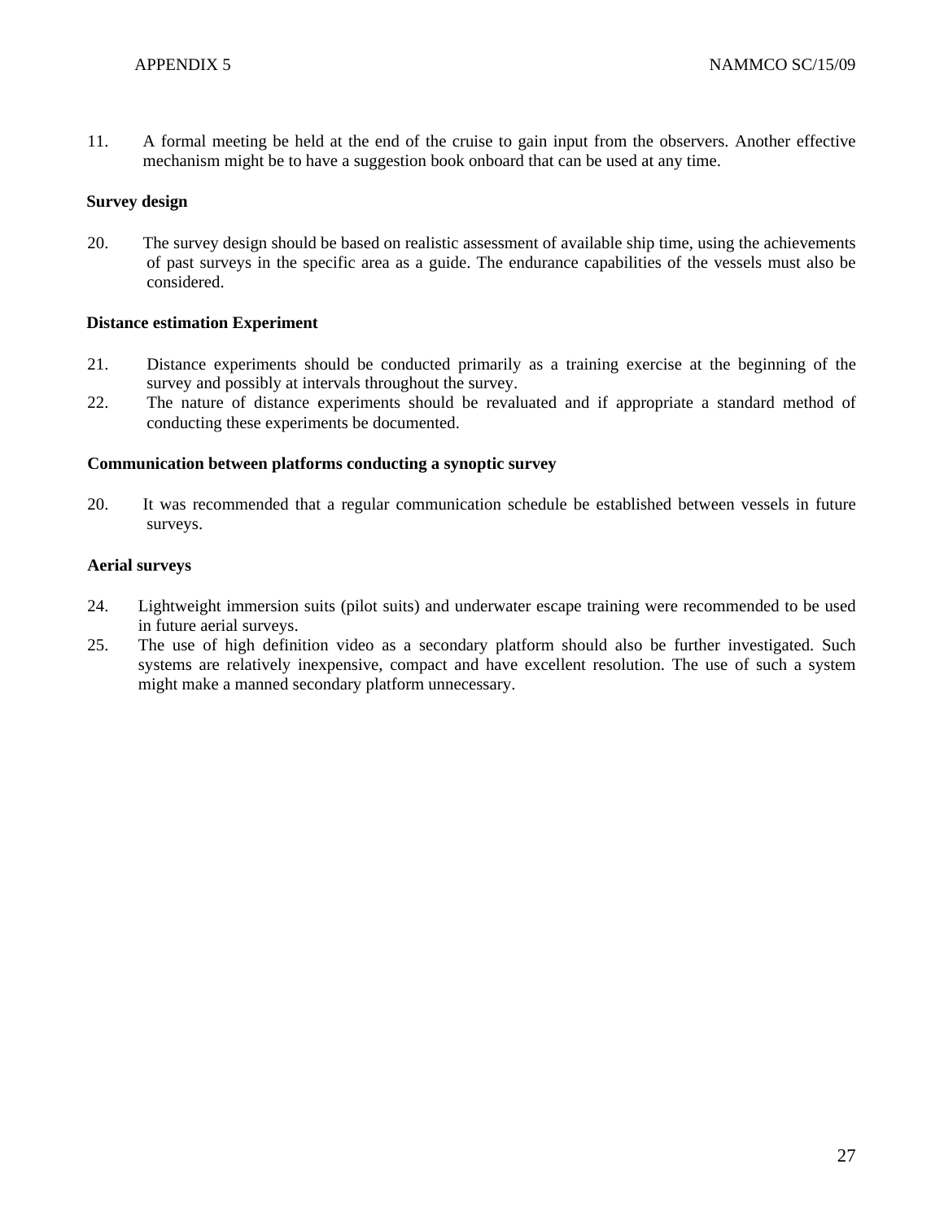11. A formal meeting be held at the end of the cruise to gain input from the observers. Another effective mechanism might be to have a suggestion book onboard that can be used at any time.

**Survey design**

20. The survey design should be based on realistic assessment of available ship time, using the achievements of past surveys in the specific area as a guide. The endurance capabilities of the vessels must also be considered.

**Distance estimation Experiment**

21. Distance experiments should be conducted primarily as a training exercise at the beginning of the survey and possibly at intervals throughout the survey.
22. The nature of distance experiments should be revaluated and if appropriate a standard method of conducting these experiments be documented.

**Communication between platforms conducting a synoptic survey**

20. It was recommended that a regular communication schedule be established between vessels in future surveys.

**Aerial surveys**

24. Lightweight immersion suits (pilot suits) and underwater escape training were recommended to be used in future aerial surveys.
25. The use of high definition video as a secondary platform should also be further investigated. Such systems are relatively inexpensive, compact and have excellent resolution. The use of such a system might make a manned secondary platform unnecessary.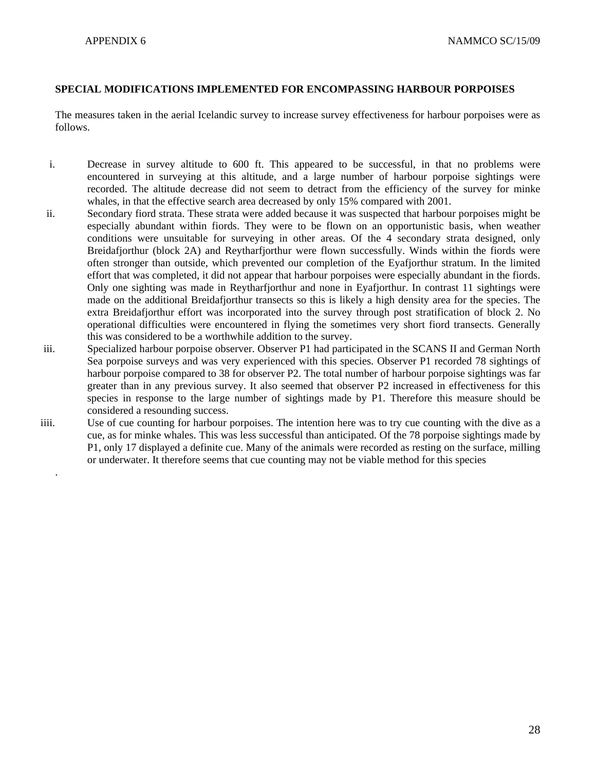APPENDIX 6

**SPECIAL MODIFICATIONS IMPLEMENTED FOR ENCOMPASSING HARBOUR PORPOISES**

The measures taken in the aerial Icelandic survey to increase survey effectiveness for harbour porpoises were as follows.

i. Decrease in survey altitude to 600 ft. This appeared to be successful, in that no problems were encountered in surveying at this altitude, and a large number of harbour porpoise sightings were recorded. The altitude decrease did not seem to detract from the efficiency of the survey for minke whales, in that the effective search area decreased by only 15% compared with 2001.

ii. Secondary fiord strata. These strata were added because it was suspected that harbour porpoises might be especially abundant within fiords. They were to be flown on an opportunistic basis, when weather conditions were unsuitable for surveying in other areas. Of the 4 secondary strata designed, only Breidafjorthur (block 2A) and Reytharfjorthur were flown successfully. Winds within the fiords were often stronger than outside, which prevented our completion of the Eyafjorthur stratum. In the limited effort that was completed, it did not appear that harbour porpoises were especially abundant in the fiords. Only one sighting was made in Reytharfjorthur and none in Eyafjorthur. In contrast 11 sightings were made on the additional Breidafjorthur transects so this is likely a high density area for the species. The extra Breidafjorthur effort was incorporated into the survey through post stratification of block 2. No operational difficulties were encountered in flying the sometimes very short fiord transects. Generally this was considered to be a worthwhile addition to the survey.

iii. Specialized harbour porpoise observer. Observer P1 had participated in the SCANS II and German North Sea porpoise surveys and was very experienced with this species. Observer P1 recorded 78 sightings of harbour porpoise compared to 38 for observer P2. The total number of harbour porpoise sightings was far greater than in any previous survey. It also seemed that observer P2 increased in effectiveness for this species in response to the large number of sightings made by P1. Therefore this measure should be considered a resounding success.

iiii. Use of cue counting for harbour porpoises. The intention here was to try cue counting with the dive as a cue, as for minke whales. This was less successful than anticipated. Of the 78 porpoise sightings made by P1, only 17 displayed a definite cue. Many of the animals were recorded as resting on the surface, milling or underwater. It therefore seems that cue counting may not be viable method for this species

.